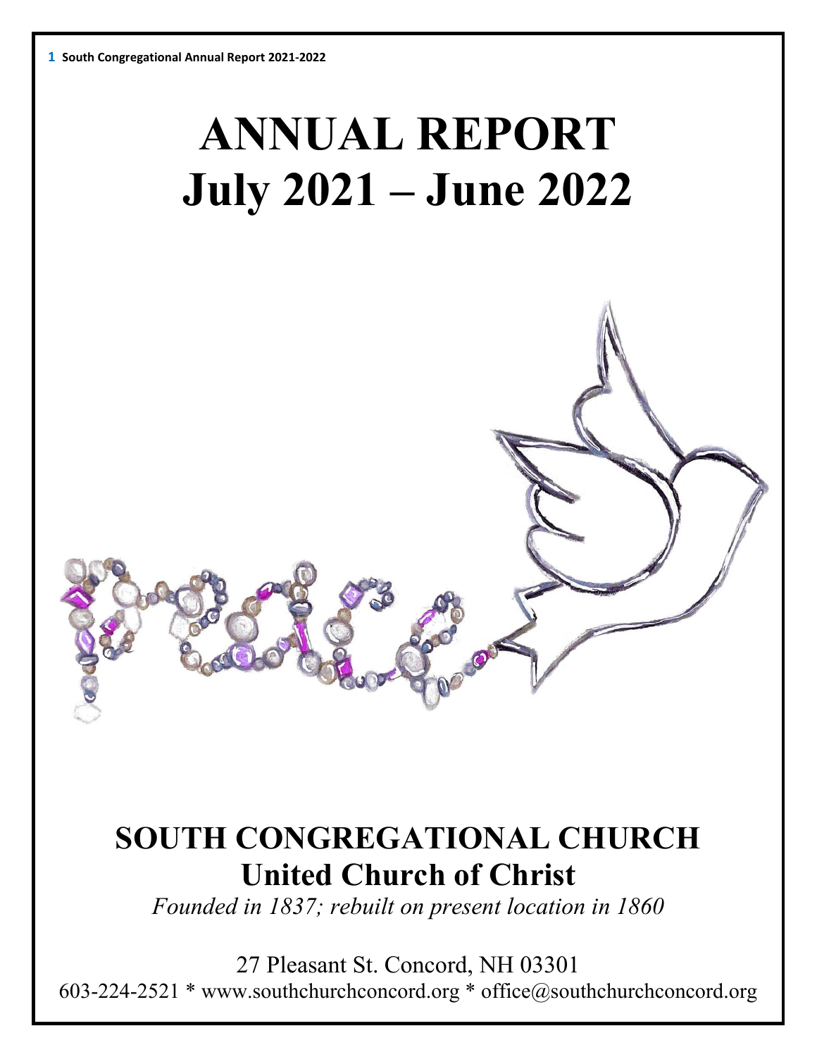# ANNUAL REPORT
# July 2021 – June 2022

## SOUTH CONGREGATIONAL CHURCH
## United Church of Christ

*Founded in 1837; rebuilt on present location in 1860*

27 Pleasant St. Concord, NH 03301
603-224-2521 * www.southchurchconcord.org * office@southchurchconcord.org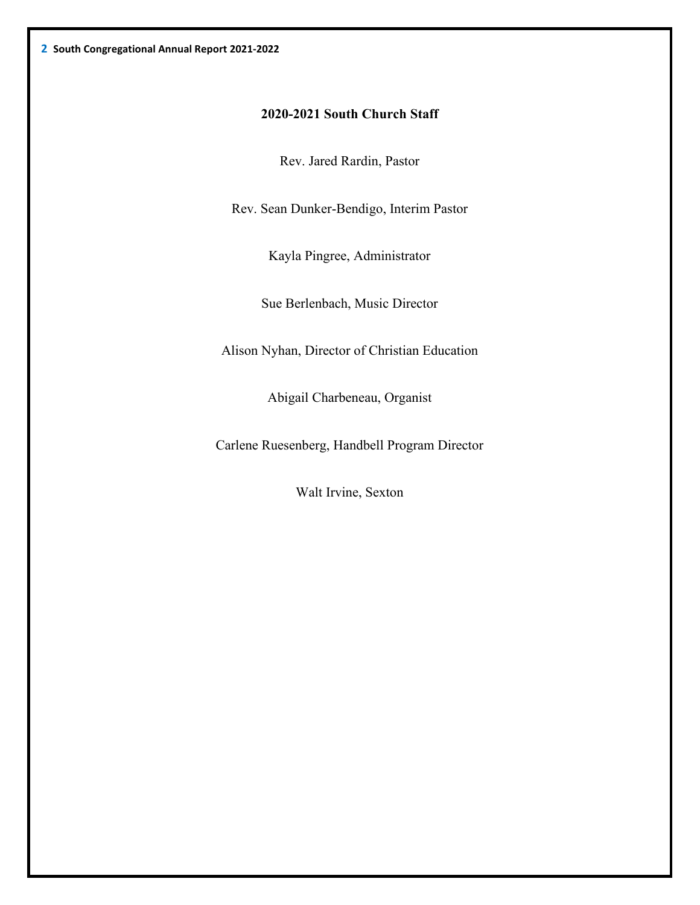## 2020-2021 South Church Staff

Rev. Jared Rardin, Pastor

Rev. Sean Dunker-Bendigo, Interim Pastor

Kayla Pingree, Administrator

Sue Berlenbach, Music Director

Alison Nyhan, Director of Christian Education

Abigail Charbeneau, Organist

Carlene Ruesenberg, Handbell Program Director

Walt Irvine, Sexton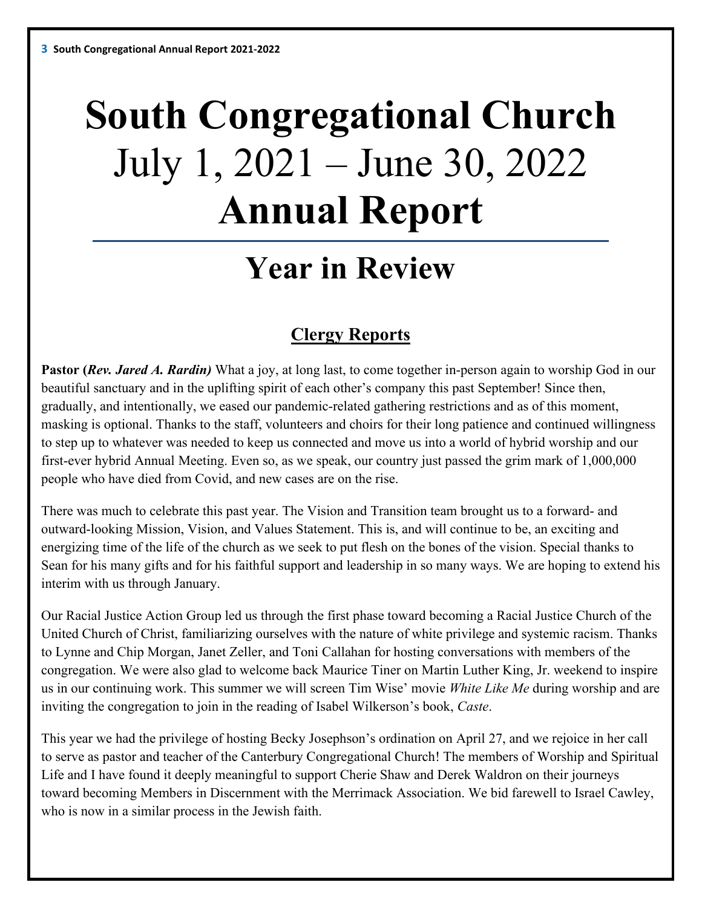# South Congregational Church
# July 1, 2021 – June 30, 2022
# Annual Report

---

## Year in Review

### Clergy Reports

**Pastor (*Rev. Jared A. Rardin*)** What a joy, at long last, to come together in-person again to worship God in our beautiful sanctuary and in the uplifting spirit of each other's company this past September! Since then, gradually, and intentionally, we eased our pandemic-related gathering restrictions and as of this moment, masking is optional. Thanks to the staff, volunteers and choirs for their long patience and continued willingness to step up to whatever was needed to keep us connected and move us into a world of hybrid worship and our first-ever hybrid Annual Meeting. Even so, as we speak, our country just passed the grim mark of 1,000,000 people who have died from Covid, and new cases are on the rise.

There was much to celebrate this past year. The Vision and Transition team brought us to a forward- and outward-looking Mission, Vision, and Values Statement. This is, and will continue to be, an exciting and energizing time of the life of the church as we seek to put flesh on the bones of the vision. Special thanks to Sean for his many gifts and for his faithful support and leadership in so many ways. We are hoping to extend his interim with us through January.

Our Racial Justice Action Group led us through the first phase toward becoming a Racial Justice Church of the United Church of Christ, familiarizing ourselves with the nature of white privilege and systemic racism. Thanks to Lynne and Chip Morgan, Janet Zeller, and Toni Callahan for hosting conversations with members of the congregation. We were also glad to welcome back Maurice Tiner on Martin Luther King, Jr. weekend to inspire us in our continuing work. This summer we will screen Tim Wise' movie *White Like Me* during worship and are inviting the congregation to join in the reading of Isabel Wilkerson's book, *Caste*.

This year we had the privilege of hosting Becky Josephson's ordination on April 27, and we rejoice in her call to serve as pastor and teacher of the Canterbury Congregational Church! The members of Worship and Spiritual Life and I have found it deeply meaningful to support Cherie Shaw and Derek Waldron on their journeys toward becoming Members in Discernment with the Merrimack Association. We bid farewell to Israel Cawley, who is now in a similar process in the Jewish faith.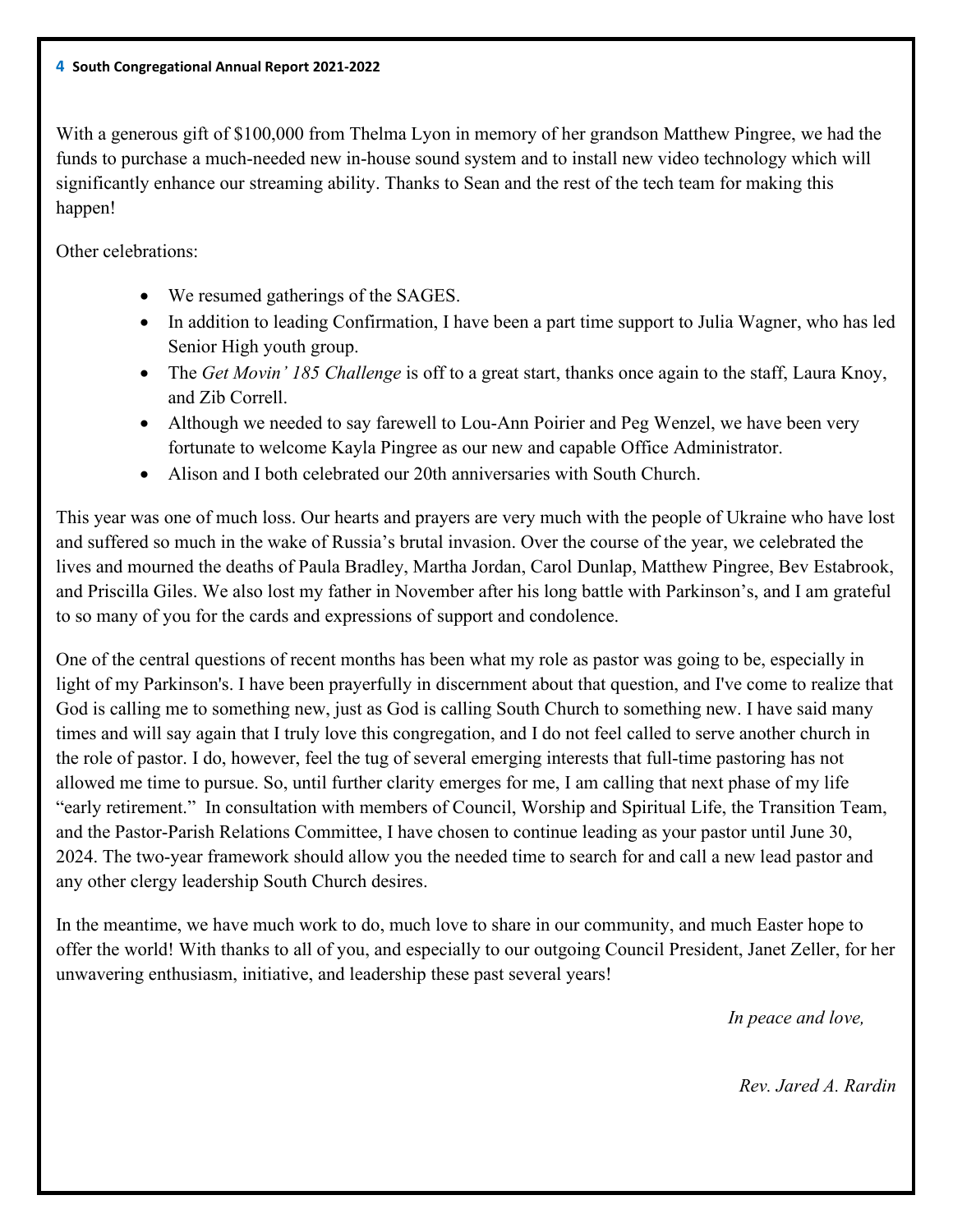With a generous gift of $100,000 from Thelma Lyon in memory of her grandson Matthew Pingree, we had the funds to purchase a much-needed new in-house sound system and to install new video technology which will significantly enhance our streaming ability. Thanks to Sean and the rest of the tech team for making this happen!

Other celebrations:

- We resumed gatherings of the SAGES.
- In addition to leading Confirmation, I have been a part time support to Julia Wagner, who has led Senior High youth group.
- The *Get Movin' 185 Challenge* is off to a great start, thanks once again to the staff, Laura Knoy, and Zib Correll.
- Although we needed to say farewell to Lou-Ann Poirier and Peg Wenzel, we have been very fortunate to welcome Kayla Pingree as our new and capable Office Administrator.
- Alison and I both celebrated our 20th anniversaries with South Church.

This year was one of much loss. Our hearts and prayers are very much with the people of Ukraine who have lost and suffered so much in the wake of Russia's brutal invasion. Over the course of the year, we celebrated the lives and mourned the deaths of Paula Bradley, Martha Jordan, Carol Dunlap, Matthew Pingree, Bev Estabrook, and Priscilla Giles. We also lost my father in November after his long battle with Parkinson's, and I am grateful to so many of you for the cards and expressions of support and condolence.

One of the central questions of recent months has been what my role as pastor was going to be, especially in light of my Parkinson's. I have been prayerfully in discernment about that question, and I've come to realize that God is calling me to something new, just as God is calling South Church to something new. I have said many times and will say again that I truly love this congregation, and I do not feel called to serve another church in the role of pastor. I do, however, feel the tug of several emerging interests that full-time pastoring has not allowed me time to pursue. So, until further clarity emerges for me, I am calling that next phase of my life "early retirement." In consultation with members of Council, Worship and Spiritual Life, the Transition Team, and the Pastor-Parish Relations Committee, I have chosen to continue leading as your pastor until June 30, 2024. The two-year framework should allow you the needed time to search for and call a new lead pastor and any other clergy leadership South Church desires.

In the meantime, we have much work to do, much love to share in our community, and much Easter hope to offer the world! With thanks to all of you, and especially to our outgoing Council President, Janet Zeller, for her unwavering enthusiasm, initiative, and leadership these past several years!

*In peace and love,*

*Rev. Jared A. Rardin*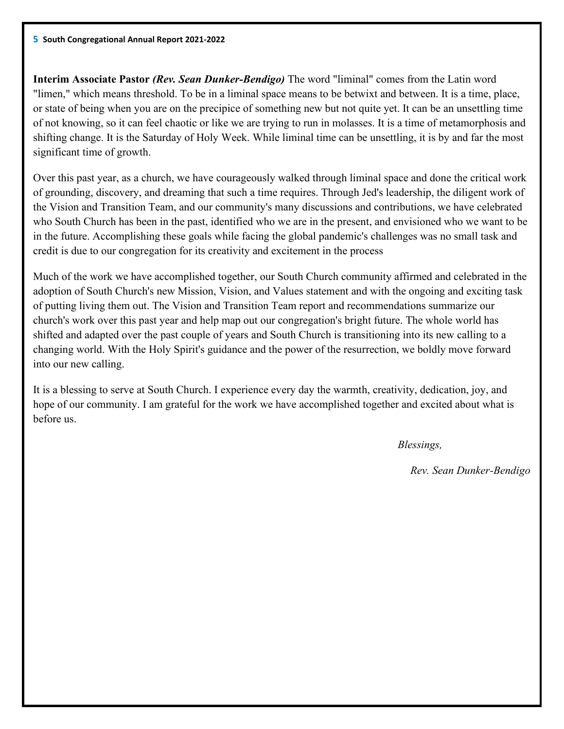**Interim Associate Pastor** ***(Rev. Sean Dunker-Bendigo)*** The word "liminal" comes from the Latin word "limen," which means threshold. To be in a liminal space means to be betwixt and between. It is a time, place, or state of being when you are on the precipice of something new but not quite yet. It can be an unsettling time of not knowing, so it can feel chaotic or like we are trying to run in molasses. It is a time of metamorphosis and shifting change. It is the Saturday of Holy Week. While liminal time can be unsettling, it is by and far the most significant time of growth.

Over this past year, as a church, we have courageously walked through liminal space and done the critical work of grounding, discovery, and dreaming that such a time requires. Through Jed's leadership, the diligent work of the Vision and Transition Team, and our community's many discussions and contributions, we have celebrated who South Church has been in the past, identified who we are in the present, and envisioned who we want to be in the future. Accomplishing these goals while facing the global pandemic's challenges was no small task and credit is due to our congregation for its creativity and excitement in the process

Much of the work we have accomplished together, our South Church community affirmed and celebrated in the adoption of South Church's new Mission, Vision, and Values statement and with the ongoing and exciting task of putting living them out. The Vision and Transition Team report and recommendations summarize our church's work over this past year and help map out our congregation's bright future. The whole world has shifted and adapted over the past couple of years and South Church is transitioning into its new calling to a changing world. With the Holy Spirit's guidance and the power of the resurrection, we boldly move forward into our new calling.

It is a blessing to serve at South Church. I experience every day the warmth, creativity, dedication, joy, and hope of our community. I am grateful for the work we have accomplished together and excited about what is before us.

*Blessings,*

*Rev. Sean Dunker-Bendigo*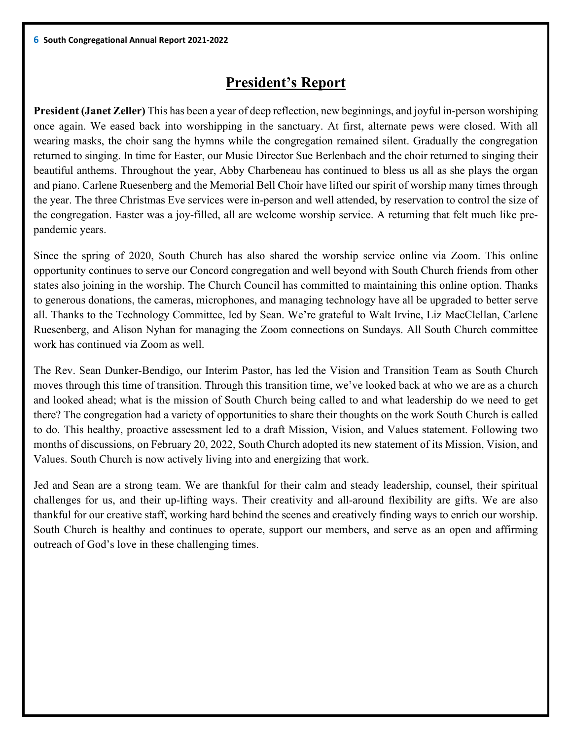# President's Report

**President (Janet Zeller)** This has been a year of deep reflection, new beginnings, and joyful in-person worshiping once again. We eased back into worshipping in the sanctuary. At first, alternate pews were closed. With all wearing masks, the choir sang the hymns while the congregation remained silent. Gradually the congregation returned to singing. In time for Easter, our Music Director Sue Berlenbach and the choir returned to singing their beautiful anthems. Throughout the year, Abby Charbeneau has continued to bless us all as she plays the organ and piano. Carlene Ruesenberg and the Memorial Bell Choir have lifted our spirit of worship many times through the year. The three Christmas Eve services were in-person and well attended, by reservation to control the size of the congregation. Easter was a joy-filled, all are welcome worship service. A returning that felt much like pre-pandemic years.

Since the spring of 2020, South Church has also shared the worship service online via Zoom. This online opportunity continues to serve our Concord congregation and well beyond with South Church friends from other states also joining in the worship. The Church Council has committed to maintaining this online option. Thanks to generous donations, the cameras, microphones, and managing technology have all be upgraded to better serve all. Thanks to the Technology Committee, led by Sean. We're grateful to Walt Irvine, Liz MacClellan, Carlene Ruesenberg, and Alison Nyhan for managing the Zoom connections on Sundays. All South Church committee work has continued via Zoom as well.

The Rev. Sean Dunker-Bendigo, our Interim Pastor, has led the Vision and Transition Team as South Church moves through this time of transition. Through this transition time, we've looked back at who we are as a church and looked ahead; what is the mission of South Church being called to and what leadership do we need to get there? The congregation had a variety of opportunities to share their thoughts on the work South Church is called to do. This healthy, proactive assessment led to a draft Mission, Vision, and Values statement. Following two months of discussions, on February 20, 2022, South Church adopted its new statement of its Mission, Vision, and Values. South Church is now actively living into and energizing that work.

Jed and Sean are a strong team. We are thankful for their calm and steady leadership, counsel, their spiritual challenges for us, and their up-lifting ways. Their creativity and all-around flexibility are gifts. We are also thankful for our creative staff, working hard behind the scenes and creatively finding ways to enrich our worship. South Church is healthy and continues to operate, support our members, and serve as an open and affirming outreach of God's love in these challenging times.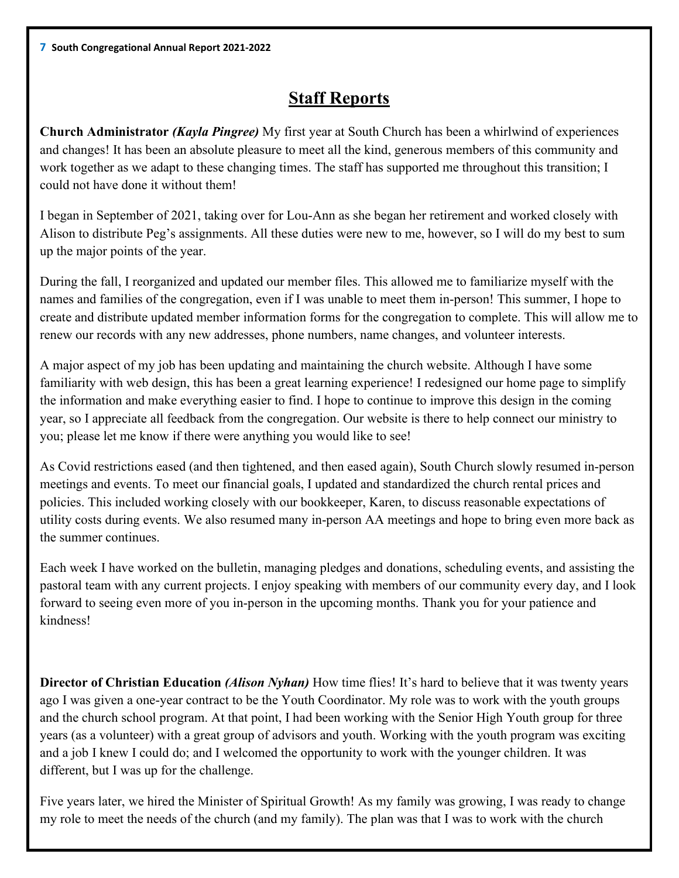## Staff Reports

**Church Administrator** ***(Kayla Pingree)*** My first year at South Church has been a whirlwind of experiences and changes! It has been an absolute pleasure to meet all the kind, generous members of this community and work together as we adapt to these changing times. The staff has supported me throughout this transition; I could not have done it without them!

I began in September of 2021, taking over for Lou-Ann as she began her retirement and worked closely with Alison to distribute Peg's assignments. All these duties were new to me, however, so I will do my best to sum up the major points of the year.

During the fall, I reorganized and updated our member files. This allowed me to familiarize myself with the names and families of the congregation, even if I was unable to meet them in-person! This summer, I hope to create and distribute updated member information forms for the congregation to complete. This will allow me to renew our records with any new addresses, phone numbers, name changes, and volunteer interests.

A major aspect of my job has been updating and maintaining the church website. Although I have some familiarity with web design, this has been a great learning experience! I redesigned our home page to simplify the information and make everything easier to find. I hope to continue to improve this design in the coming year, so I appreciate all feedback from the congregation. Our website is there to help connect our ministry to you; please let me know if there were anything you would like to see!

As Covid restrictions eased (and then tightened, and then eased again), South Church slowly resumed in-person meetings and events. To meet our financial goals, I updated and standardized the church rental prices and policies. This included working closely with our bookkeeper, Karen, to discuss reasonable expectations of utility costs during events. We also resumed many in-person AA meetings and hope to bring even more back as the summer continues.

Each week I have worked on the bulletin, managing pledges and donations, scheduling events, and assisting the pastoral team with any current projects. I enjoy speaking with members of our community every day, and I look forward to seeing even more of you in-person in the upcoming months. Thank you for your patience and kindness!

**Director of Christian Education** ***(Alison Nyhan)*** How time flies! It's hard to believe that it was twenty years ago I was given a one-year contract to be the Youth Coordinator. My role was to work with the youth groups and the church school program. At that point, I had been working with the Senior High Youth group for three years (as a volunteer) with a great group of advisors and youth. Working with the youth program was exciting and a job I knew I could do; and I welcomed the opportunity to work with the younger children. It was different, but I was up for the challenge.

Five years later, we hired the Minister of Spiritual Growth! As my family was growing, I was ready to change my role to meet the needs of the church (and my family). The plan was that I was to work with the church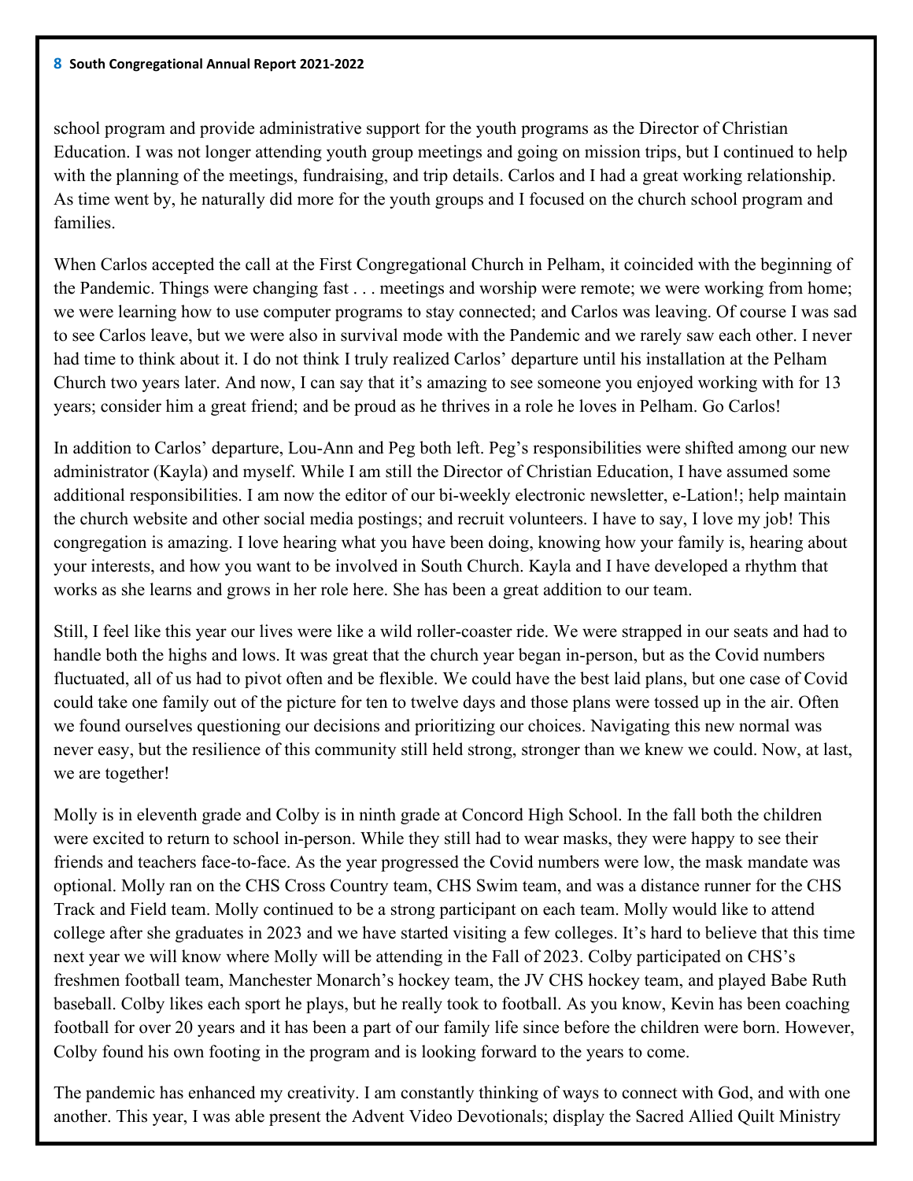school program and provide administrative support for the youth programs as the Director of Christian Education. I was not longer attending youth group meetings and going on mission trips, but I continued to help with the planning of the meetings, fundraising, and trip details. Carlos and I had a great working relationship. As time went by, he naturally did more for the youth groups and I focused on the church school program and families.

When Carlos accepted the call at the First Congregational Church in Pelham, it coincided with the beginning of the Pandemic. Things were changing fast . . . meetings and worship were remote; we were working from home; we were learning how to use computer programs to stay connected; and Carlos was leaving. Of course I was sad to see Carlos leave, but we were also in survival mode with the Pandemic and we rarely saw each other. I never had time to think about it. I do not think I truly realized Carlos' departure until his installation at the Pelham Church two years later. And now, I can say that it's amazing to see someone you enjoyed working with for 13 years; consider him a great friend; and be proud as he thrives in a role he loves in Pelham. Go Carlos!

In addition to Carlos' departure, Lou-Ann and Peg both left. Peg's responsibilities were shifted among our new administrator (Kayla) and myself. While I am still the Director of Christian Education, I have assumed some additional responsibilities. I am now the editor of our bi-weekly electronic newsletter, e-Lation!; help maintain the church website and other social media postings; and recruit volunteers. I have to say, I love my job! This congregation is amazing. I love hearing what you have been doing, knowing how your family is, hearing about your interests, and how you want to be involved in South Church. Kayla and I have developed a rhythm that works as she learns and grows in her role here. She has been a great addition to our team.

Still, I feel like this year our lives were like a wild roller-coaster ride. We were strapped in our seats and had to handle both the highs and lows. It was great that the church year began in-person, but as the Covid numbers fluctuated, all of us had to pivot often and be flexible. We could have the best laid plans, but one case of Covid could take one family out of the picture for ten to twelve days and those plans were tossed up in the air. Often we found ourselves questioning our decisions and prioritizing our choices. Navigating this new normal was never easy, but the resilience of this community still held strong, stronger than we knew we could. Now, at last, we are together!

Molly is in eleventh grade and Colby is in ninth grade at Concord High School. In the fall both the children were excited to return to school in-person. While they still had to wear masks, they were happy to see their friends and teachers face-to-face. As the year progressed the Covid numbers were low, the mask mandate was optional. Molly ran on the CHS Cross Country team, CHS Swim team, and was a distance runner for the CHS Track and Field team. Molly continued to be a strong participant on each team. Molly would like to attend college after she graduates in 2023 and we have started visiting a few colleges. It's hard to believe that this time next year we will know where Molly will be attending in the Fall of 2023. Colby participated on CHS's freshmen football team, Manchester Monarch's hockey team, the JV CHS hockey team, and played Babe Ruth baseball. Colby likes each sport he plays, but he really took to football. As you know, Kevin has been coaching football for over 20 years and it has been a part of our family life since before the children were born. However, Colby found his own footing in the program and is looking forward to the years to come.

The pandemic has enhanced my creativity. I am constantly thinking of ways to connect with God, and with one another. This year, I was able present the Advent Video Devotionals; display the Sacred Allied Quilt Ministry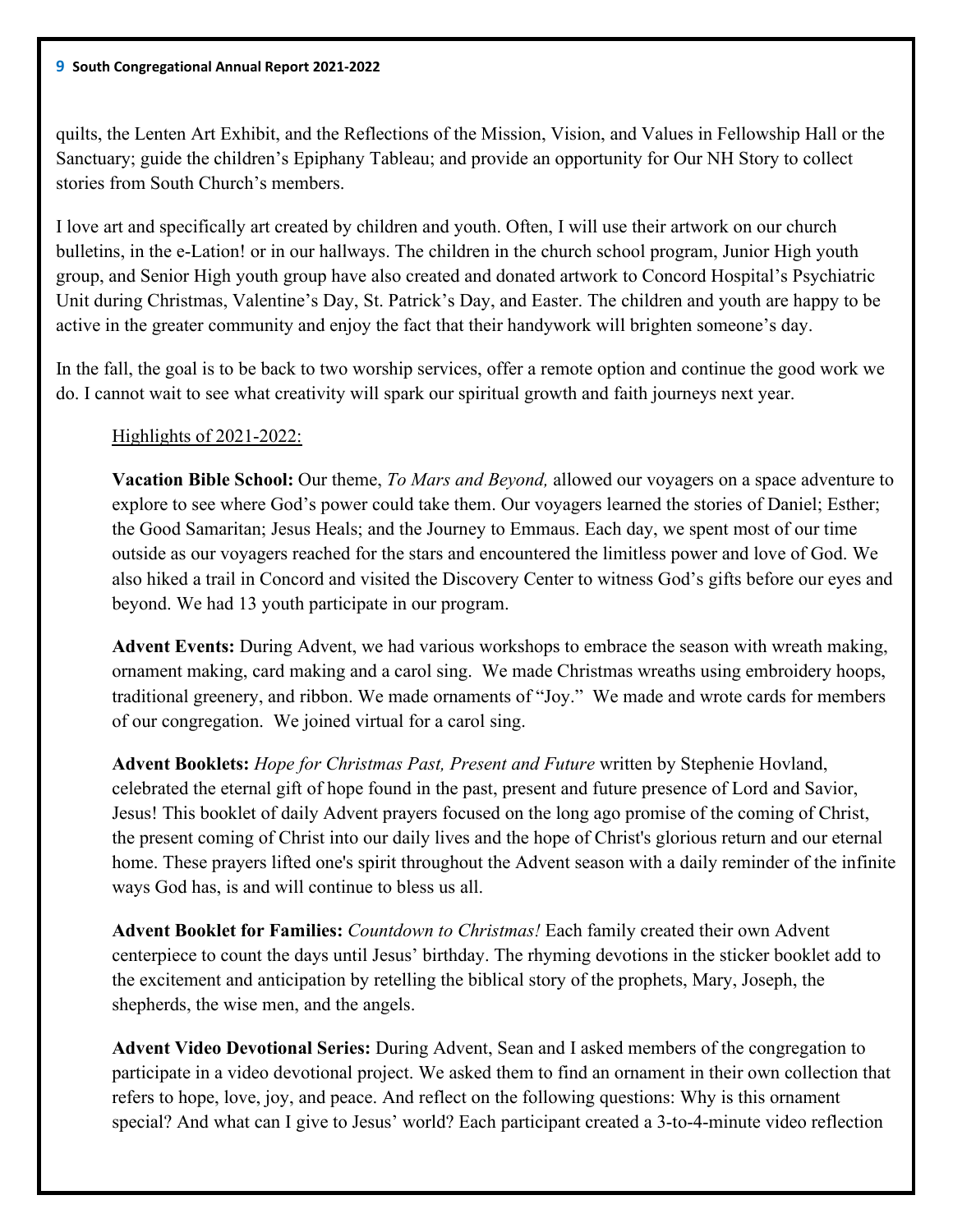quilts, the Lenten Art Exhibit, and the Reflections of the Mission, Vision, and Values in Fellowship Hall or the Sanctuary; guide the children's Epiphany Tableau; and provide an opportunity for Our NH Story to collect stories from South Church's members.

I love art and specifically art created by children and youth. Often, I will use their artwork on our church bulletins, in the e-Lation! or in our hallways. The children in the church school program, Junior High youth group, and Senior High youth group have also created and donated artwork to Concord Hospital's Psychiatric Unit during Christmas, Valentine's Day, St. Patrick's Day, and Easter. The children and youth are happy to be active in the greater community and enjoy the fact that their handywork will brighten someone's day.

In the fall, the goal is to be back to two worship services, offer a remote option and continue the good work we do. I cannot wait to see what creativity will spark our spiritual growth and faith journeys next year.

Highlights of 2021-2022:

**Vacation Bible School:** Our theme, *To Mars and Beyond,* allowed our voyagers on a space adventure to explore to see where God's power could take them. Our voyagers learned the stories of Daniel; Esther; the Good Samaritan; Jesus Heals; and the Journey to Emmaus. Each day, we spent most of our time outside as our voyagers reached for the stars and encountered the limitless power and love of God. We also hiked a trail in Concord and visited the Discovery Center to witness God's gifts before our eyes and beyond. We had 13 youth participate in our program.

**Advent Events:** During Advent, we had various workshops to embrace the season with wreath making, ornament making, card making and a carol sing. We made Christmas wreaths using embroidery hoops, traditional greenery, and ribbon. We made ornaments of "Joy." We made and wrote cards for members of our congregation. We joined virtual for a carol sing.

**Advent Booklets:** *Hope for Christmas Past, Present and Future* written by Stephenie Hovland, celebrated the eternal gift of hope found in the past, present and future presence of Lord and Savior, Jesus! This booklet of daily Advent prayers focused on the long ago promise of the coming of Christ, the present coming of Christ into our daily lives and the hope of Christ's glorious return and our eternal home. These prayers lifted one's spirit throughout the Advent season with a daily reminder of the infinite ways God has, is and will continue to bless us all.

**Advent Booklet for Families:** *Countdown to Christmas!* Each family created their own Advent centerpiece to count the days until Jesus' birthday. The rhyming devotions in the sticker booklet add to the excitement and anticipation by retelling the biblical story of the prophets, Mary, Joseph, the shepherds, the wise men, and the angels.

**Advent Video Devotional Series:** During Advent, Sean and I asked members of the congregation to participate in a video devotional project. We asked them to find an ornament in their own collection that refers to hope, love, joy, and peace. And reflect on the following questions: Why is this ornament special? And what can I give to Jesus' world? Each participant created a 3-to-4-minute video reflection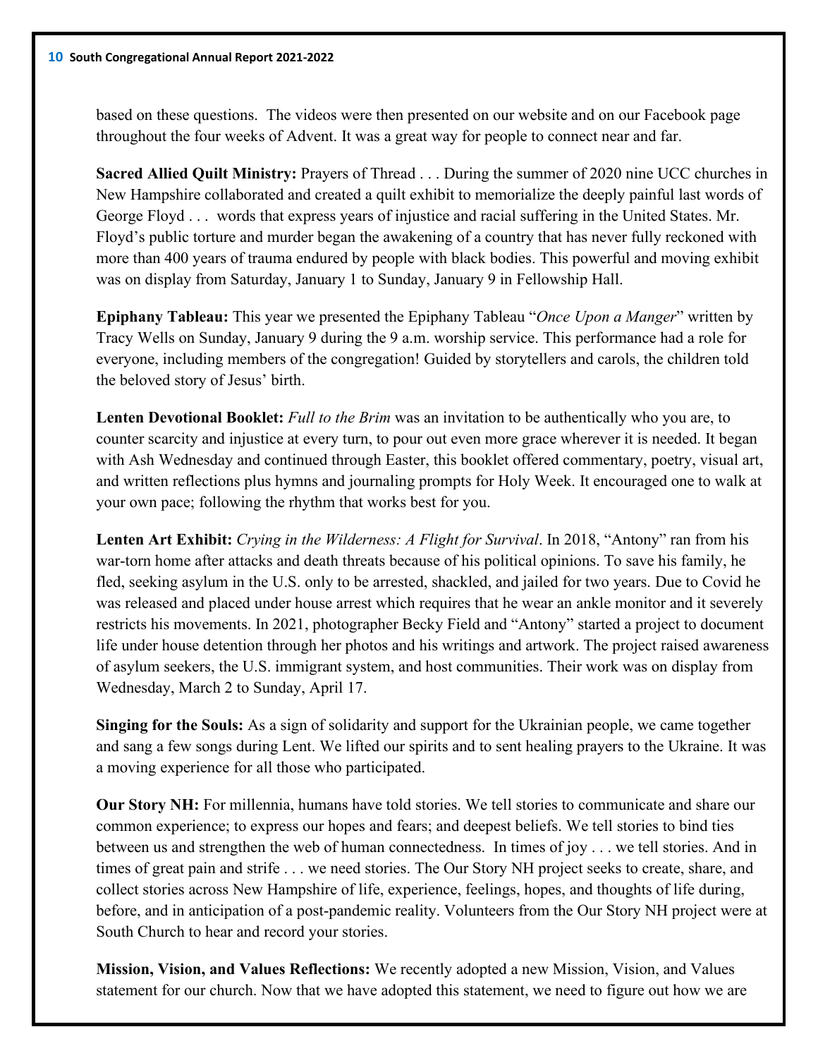based on these questions. The videos were then presented on our website and on our Facebook page throughout the four weeks of Advent. It was a great way for people to connect near and far.

**Sacred Allied Quilt Ministry:** Prayers of Thread . . . During the summer of 2020 nine UCC churches in New Hampshire collaborated and created a quilt exhibit to memorialize the deeply painful last words of George Floyd . . . words that express years of injustice and racial suffering in the United States. Mr. Floyd's public torture and murder began the awakening of a country that has never fully reckoned with more than 400 years of trauma endured by people with black bodies. This powerful and moving exhibit was on display from Saturday, January 1 to Sunday, January 9 in Fellowship Hall.

**Epiphany Tableau:** This year we presented the Epiphany Tableau "*Once Upon a Manger*" written by Tracy Wells on Sunday, January 9 during the 9 a.m. worship service. This performance had a role for everyone, including members of the congregation! Guided by storytellers and carols, the children told the beloved story of Jesus' birth.

**Lenten Devotional Booklet:** *Full to the Brim* was an invitation to be authentically who you are, to counter scarcity and injustice at every turn, to pour out even more grace wherever it is needed. It began with Ash Wednesday and continued through Easter, this booklet offered commentary, poetry, visual art, and written reflections plus hymns and journaling prompts for Holy Week. It encouraged one to walk at your own pace; following the rhythm that works best for you.

**Lenten Art Exhibit:** *Crying in the Wilderness: A Flight for Survival*. In 2018, "Antony" ran from his war-torn home after attacks and death threats because of his political opinions. To save his family, he fled, seeking asylum in the U.S. only to be arrested, shackled, and jailed for two years. Due to Covid he was released and placed under house arrest which requires that he wear an ankle monitor and it severely restricts his movements. In 2021, photographer Becky Field and "Antony" started a project to document life under house detention through her photos and his writings and artwork. The project raised awareness of asylum seekers, the U.S. immigrant system, and host communities. Their work was on display from Wednesday, March 2 to Sunday, April 17.

**Singing for the Souls:** As a sign of solidarity and support for the Ukrainian people, we came together and sang a few songs during Lent. We lifted our spirits and to sent healing prayers to the Ukraine. It was a moving experience for all those who participated.

**Our Story NH:** For millennia, humans have told stories. We tell stories to communicate and share our common experience; to express our hopes and fears; and deepest beliefs. We tell stories to bind ties between us and strengthen the web of human connectedness. In times of joy . . . we tell stories. And in times of great pain and strife . . . we need stories. The Our Story NH project seeks to create, share, and collect stories across New Hampshire of life, experience, feelings, hopes, and thoughts of life during, before, and in anticipation of a post-pandemic reality. Volunteers from the Our Story NH project were at South Church to hear and record your stories.

**Mission, Vision, and Values Reflections:** We recently adopted a new Mission, Vision, and Values statement for our church. Now that we have adopted this statement, we need to figure out how we are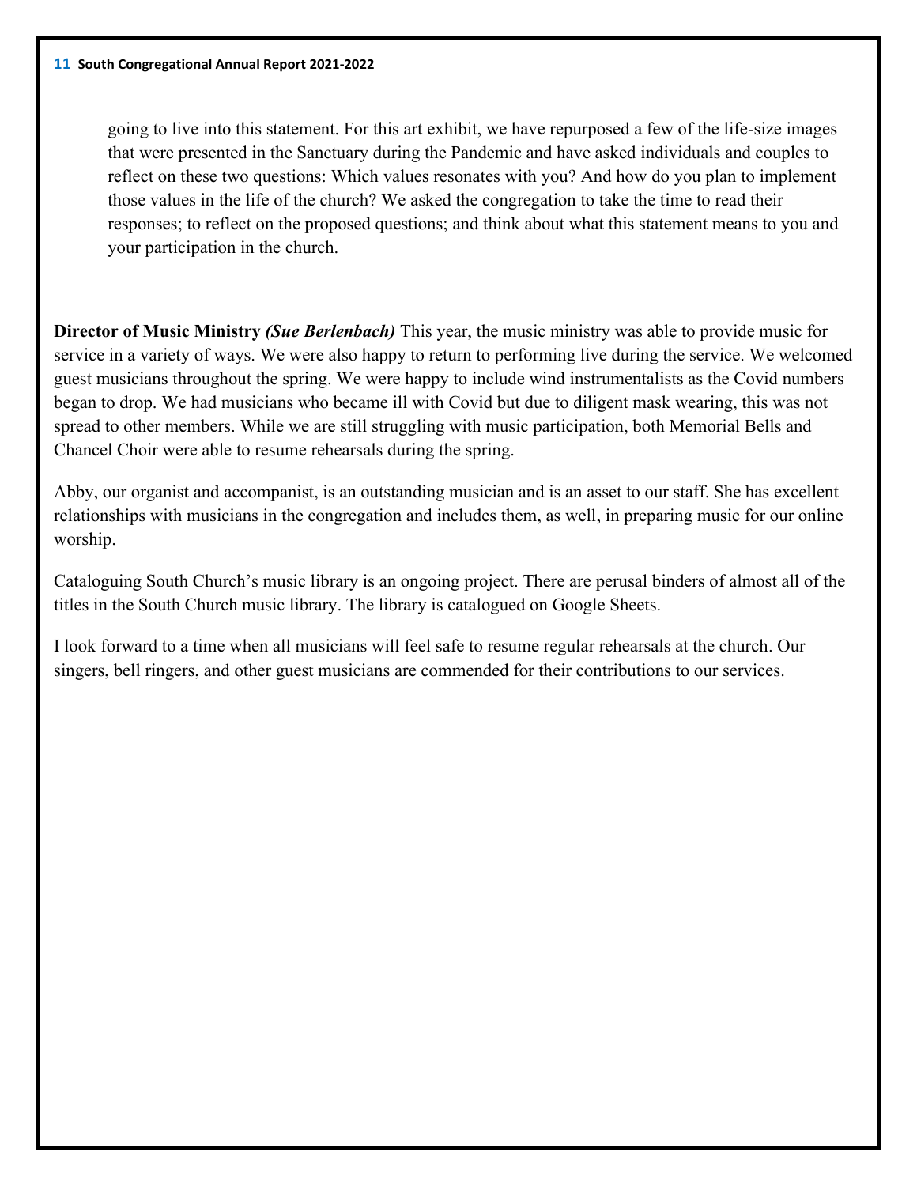going to live into this statement. For this art exhibit, we have repurposed a few of the life-size images that were presented in the Sanctuary during the Pandemic and have asked individuals and couples to reflect on these two questions: Which values resonates with you? And how do you plan to implement those values in the life of the church? We asked the congregation to take the time to read their responses; to reflect on the proposed questions; and think about what this statement means to you and your participation in the church.

**Director of Music Ministry** ***(Sue Berlenbach)*** This year, the music ministry was able to provide music for service in a variety of ways. We were also happy to return to performing live during the service. We welcomed guest musicians throughout the spring. We were happy to include wind instrumentalists as the Covid numbers began to drop. We had musicians who became ill with Covid but due to diligent mask wearing, this was not spread to other members. While we are still struggling with music participation, both Memorial Bells and Chancel Choir were able to resume rehearsals during the spring.

Abby, our organist and accompanist, is an outstanding musician and is an asset to our staff. She has excellent relationships with musicians in the congregation and includes them, as well, in preparing music for our online worship.

Cataloguing South Church's music library is an ongoing project. There are perusal binders of almost all of the titles in the South Church music library. The library is catalogued on Google Sheets.

I look forward to a time when all musicians will feel safe to resume regular rehearsals at the church. Our singers, bell ringers, and other guest musicians are commended for their contributions to our services.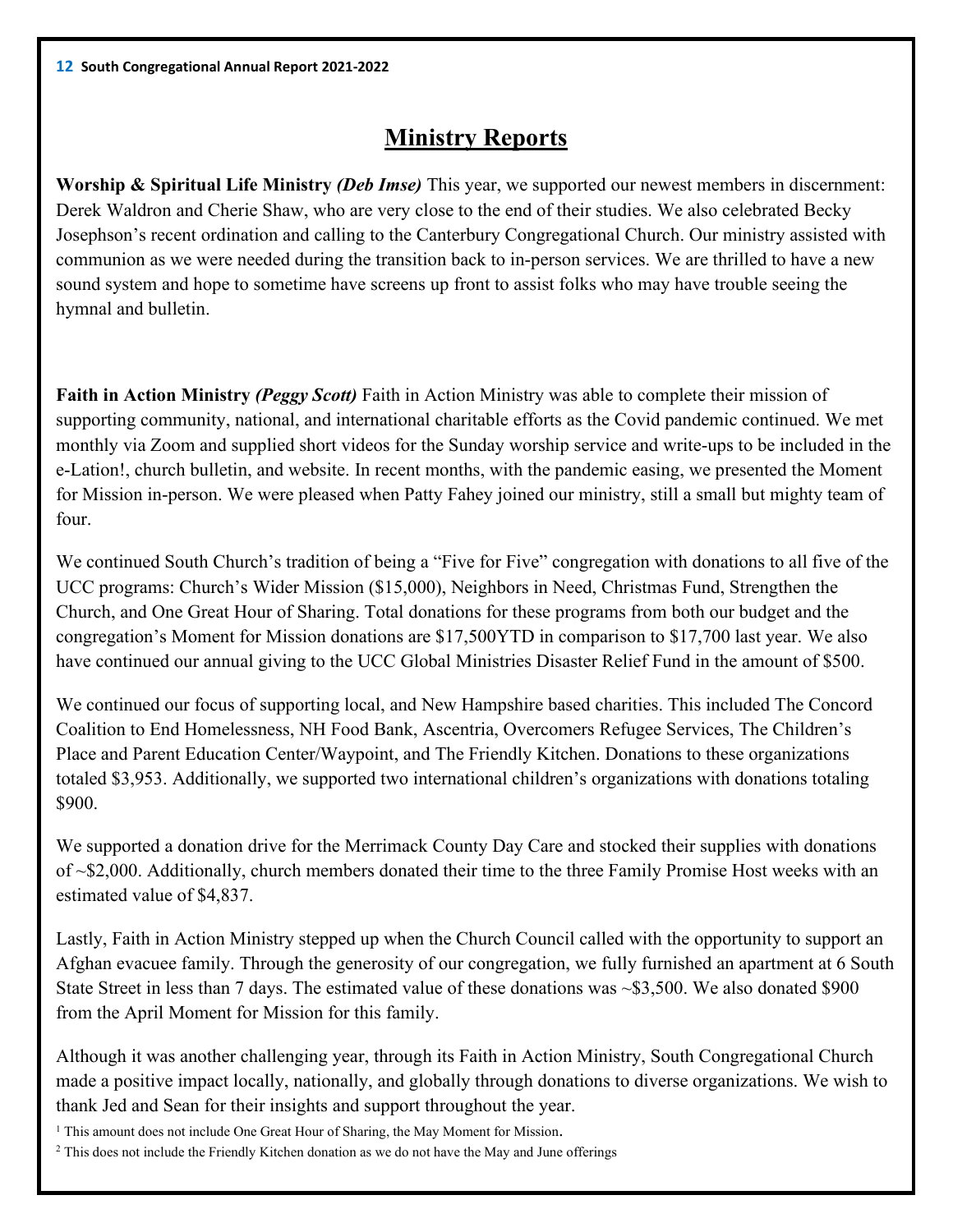# Ministry Reports

**Worship & Spiritual Life Ministry** ***(Deb Imse)*** This year, we supported our newest members in discernment: Derek Waldron and Cherie Shaw, who are very close to the end of their studies. We also celebrated Becky Josephson's recent ordination and calling to the Canterbury Congregational Church. Our ministry assisted with communion as we were needed during the transition back to in-person services. We are thrilled to have a new sound system and hope to sometime have screens up front to assist folks who may have trouble seeing the hymnal and bulletin.

**Faith in Action Ministry** ***(Peggy Scott)*** Faith in Action Ministry was able to complete their mission of supporting community, national, and international charitable efforts as the Covid pandemic continued. We met monthly via Zoom and supplied short videos for the Sunday worship service and write-ups to be included in the e-Lation!, church bulletin, and website. In recent months, with the pandemic easing, we presented the Moment for Mission in-person. We were pleased when Patty Fahey joined our ministry, still a small but mighty team of four.

We continued South Church's tradition of being a "Five for Five" congregation with donations to all five of the UCC programs: Church's Wider Mission ($15,000), Neighbors in Need, Christmas Fund, Strengthen the Church, and One Great Hour of Sharing. Total donations for these programs from both our budget and the congregation's Moment for Mission donations are $17,500YTD in comparison to $17,700 last year. We also have continued our annual giving to the UCC Global Ministries Disaster Relief Fund in the amount of $500.

We continued our focus of supporting local, and New Hampshire based charities. This included The Concord Coalition to End Homelessness, NH Food Bank, Ascentria, Overcomers Refugee Services, The Children's Place and Parent Education Center/Waypoint, and The Friendly Kitchen. Donations to these organizations totaled $3,953. Additionally, we supported two international children's organizations with donations totaling $900.

We supported a donation drive for the Merrimack County Day Care and stocked their supplies with donations of ~$2,000. Additionally, church members donated their time to the three Family Promise Host weeks with an estimated value of $4,837.

Lastly, Faith in Action Ministry stepped up when the Church Council called with the opportunity to support an Afghan evacuee family. Through the generosity of our congregation, we fully furnished an apartment at 6 South State Street in less than 7 days. The estimated value of these donations was ~$3,500. We also donated $900 from the April Moment for Mission for this family.

Although it was another challenging year, through its Faith in Action Ministry, South Congregational Church made a positive impact locally, nationally, and globally through donations to diverse organizations. We wish to thank Jed and Sean for their insights and support throughout the year.

[1] This amount does not include One Great Hour of Sharing, the May Moment for Mission.

[2] This does not include the Friendly Kitchen donation as we do not have the May and June offerings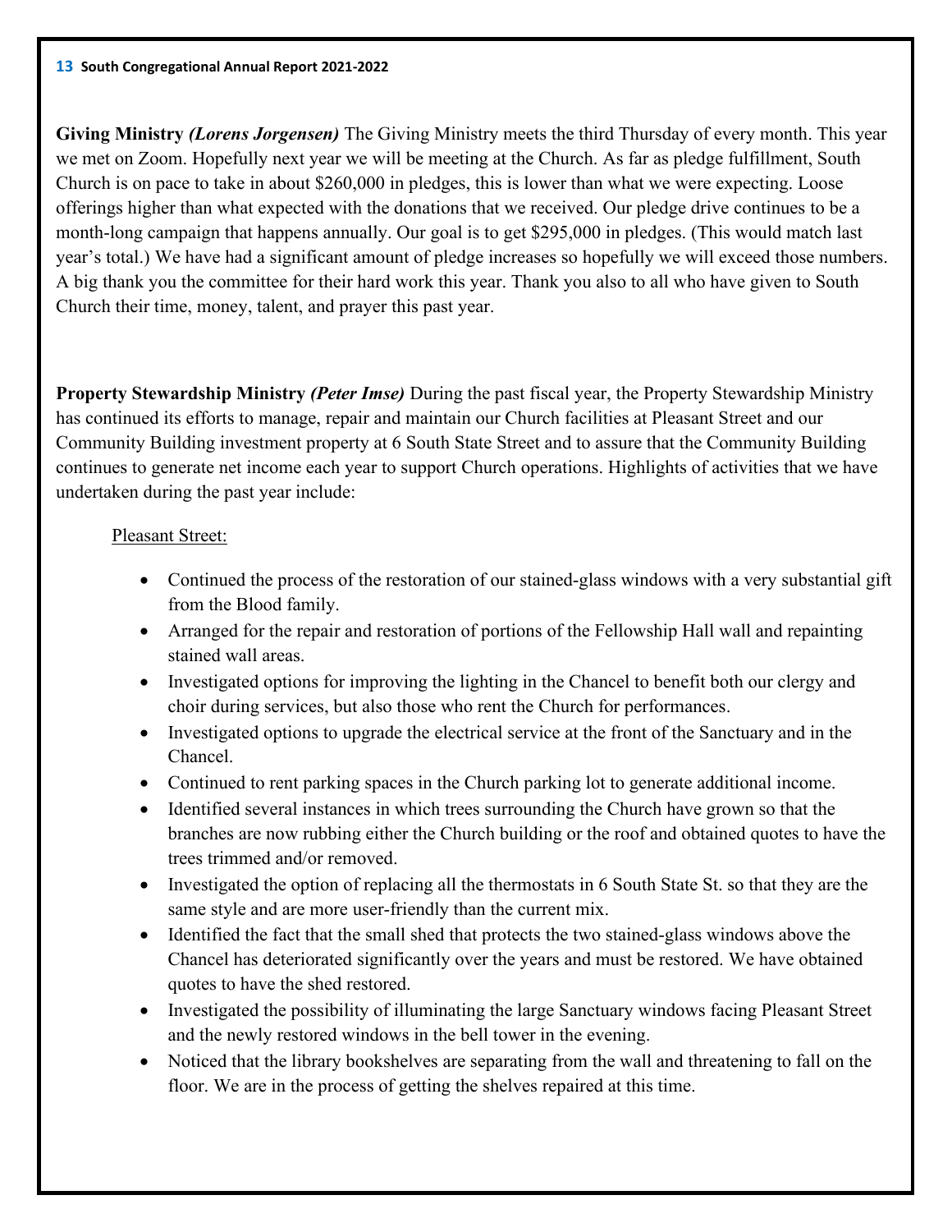**Giving Ministry** ***(Lorens Jorgensen)*** The Giving Ministry meets the third Thursday of every month. This year we met on Zoom. Hopefully next year we will be meeting at the Church. As far as pledge fulfillment, South Church is on pace to take in about $260,000 in pledges, this is lower than what we were expecting. Loose offerings higher than what expected with the donations that we received. Our pledge drive continues to be a month-long campaign that happens annually. Our goal is to get $295,000 in pledges. (This would match last year's total.) We have had a significant amount of pledge increases so hopefully we will exceed those numbers. A big thank you the committee for their hard work this year. Thank you also to all who have given to South Church their time, money, talent, and prayer this past year.

**Property Stewardship Ministry** ***(Peter Imse)*** During the past fiscal year, the Property Stewardship Ministry has continued its efforts to manage, repair and maintain our Church facilities at Pleasant Street and our Community Building investment property at 6 South State Street and to assure that the Community Building continues to generate net income each year to support Church operations. Highlights of activities that we have undertaken during the past year include:

Pleasant Street:

- Continued the process of the restoration of our stained-glass windows with a very substantial gift from the Blood family.
- Arranged for the repair and restoration of portions of the Fellowship Hall wall and repainting stained wall areas.
- Investigated options for improving the lighting in the Chancel to benefit both our clergy and choir during services, but also those who rent the Church for performances.
- Investigated options to upgrade the electrical service at the front of the Sanctuary and in the Chancel.
- Continued to rent parking spaces in the Church parking lot to generate additional income.
- Identified several instances in which trees surrounding the Church have grown so that the branches are now rubbing either the Church building or the roof and obtained quotes to have the trees trimmed and/or removed.
- Investigated the option of replacing all the thermostats in 6 South State St. so that they are the same style and are more user-friendly than the current mix.
- Identified the fact that the small shed that protects the two stained-glass windows above the Chancel has deteriorated significantly over the years and must be restored. We have obtained quotes to have the shed restored.
- Investigated the possibility of illuminating the large Sanctuary windows facing Pleasant Street and the newly restored windows in the bell tower in the evening.
- Noticed that the library bookshelves are separating from the wall and threatening to fall on the floor. We are in the process of getting the shelves repaired at this time.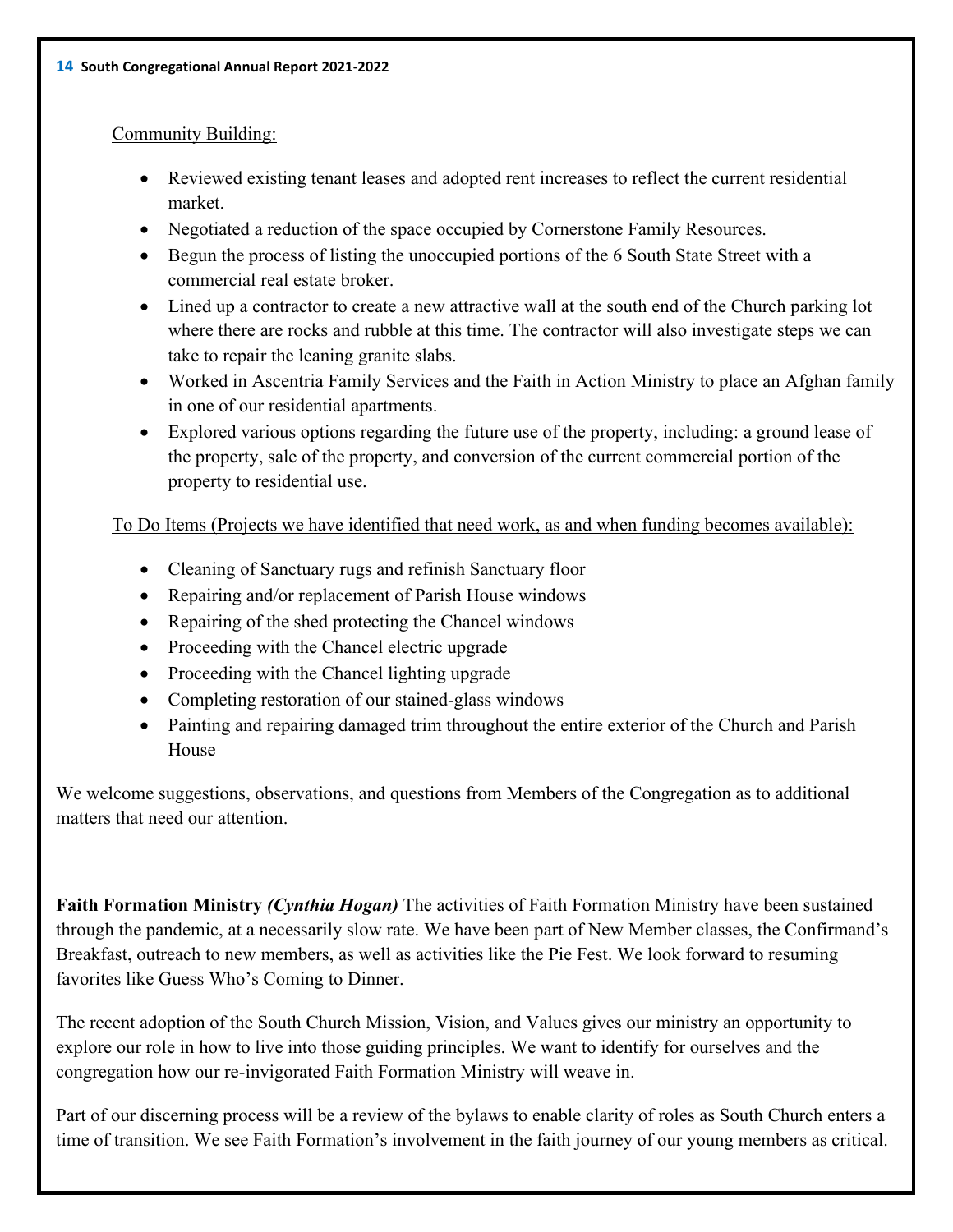Community Building:

- Reviewed existing tenant leases and adopted rent increases to reflect the current residential market.
- Negotiated a reduction of the space occupied by Cornerstone Family Resources.
- Begun the process of listing the unoccupied portions of the 6 South State Street with a commercial real estate broker.
- Lined up a contractor to create a new attractive wall at the south end of the Church parking lot where there are rocks and rubble at this time. The contractor will also investigate steps we can take to repair the leaning granite slabs.
- Worked in Ascentria Family Services and the Faith in Action Ministry to place an Afghan family in one of our residential apartments.
- Explored various options regarding the future use of the property, including: a ground lease of the property, sale of the property, and conversion of the current commercial portion of the property to residential use.

To Do Items (Projects we have identified that need work, as and when funding becomes available):

- Cleaning of Sanctuary rugs and refinish Sanctuary floor
- Repairing and/or replacement of Parish House windows
- Repairing of the shed protecting the Chancel windows
- Proceeding with the Chancel electric upgrade
- Proceeding with the Chancel lighting upgrade
- Completing restoration of our stained-glass windows
- Painting and repairing damaged trim throughout the entire exterior of the Church and Parish House

We welcome suggestions, observations, and questions from Members of the Congregation as to additional matters that need our attention.

**Faith Formation Ministry** ***(Cynthia Hogan)*** The activities of Faith Formation Ministry have been sustained through the pandemic, at a necessarily slow rate. We have been part of New Member classes, the Confirmand's Breakfast, outreach to new members, as well as activities like the Pie Fest. We look forward to resuming favorites like Guess Who's Coming to Dinner.

The recent adoption of the South Church Mission, Vision, and Values gives our ministry an opportunity to explore our role in how to live into those guiding principles. We want to identify for ourselves and the congregation how our re-invigorated Faith Formation Ministry will weave in.

Part of our discerning process will be a review of the bylaws to enable clarity of roles as South Church enters a time of transition. We see Faith Formation's involvement in the faith journey of our young members as critical.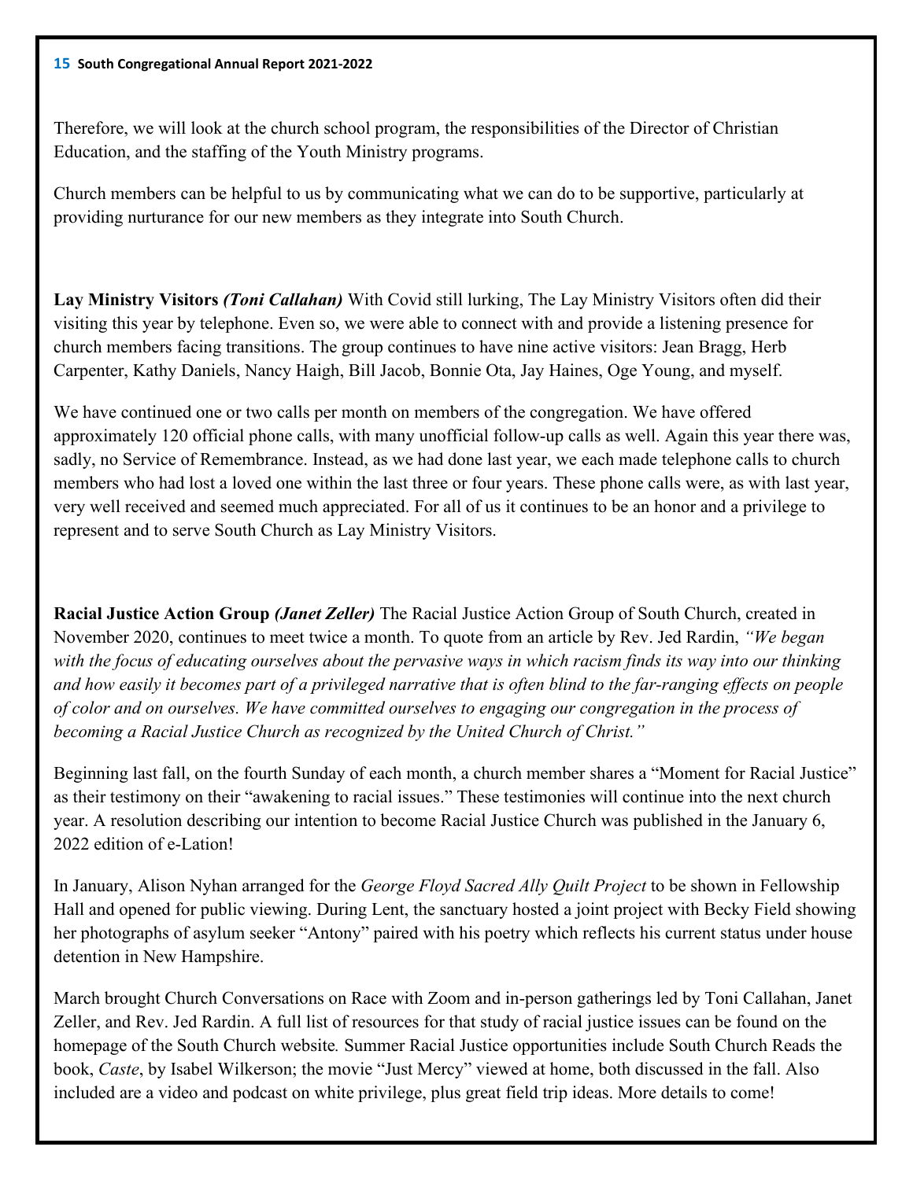Therefore, we will look at the church school program, the responsibilities of the Director of Christian Education, and the staffing of the Youth Ministry programs.

Church members can be helpful to us by communicating what we can do to be supportive, particularly at providing nurturance for our new members as they integrate into South Church.

**Lay Ministry Visitors** ***(Toni Callahan)*** With Covid still lurking, The Lay Ministry Visitors often did their visiting this year by telephone. Even so, we were able to connect with and provide a listening presence for church members facing transitions. The group continues to have nine active visitors: Jean Bragg, Herb Carpenter, Kathy Daniels, Nancy Haigh, Bill Jacob, Bonnie Ota, Jay Haines, Oge Young, and myself.

We have continued one or two calls per month on members of the congregation. We have offered approximately 120 official phone calls, with many unofficial follow-up calls as well. Again this year there was, sadly, no Service of Remembrance. Instead, as we had done last year, we each made telephone calls to church members who had lost a loved one within the last three or four years. These phone calls were, as with last year, very well received and seemed much appreciated. For all of us it continues to be an honor and a privilege to represent and to serve South Church as Lay Ministry Visitors.

**Racial Justice Action Group** ***(Janet Zeller)*** The Racial Justice Action Group of South Church, created in November 2020, continues to meet twice a month. To quote from an article by Rev. Jed Rardin, *"We began with the focus of educating ourselves about the pervasive ways in which racism finds its way into our thinking and how easily it becomes part of a privileged narrative that is often blind to the far-ranging effects on people of color and on ourselves. We have committed ourselves to engaging our congregation in the process of becoming a Racial Justice Church as recognized by the United Church of Christ."*

Beginning last fall, on the fourth Sunday of each month, a church member shares a "Moment for Racial Justice" as their testimony on their "awakening to racial issues." These testimonies will continue into the next church year. A resolution describing our intention to become Racial Justice Church was published in the January 6, 2022 edition of e-Lation!

In January, Alison Nyhan arranged for the *George Floyd Sacred Ally Quilt Project* to be shown in Fellowship Hall and opened for public viewing. During Lent, the sanctuary hosted a joint project with Becky Field showing her photographs of asylum seeker "Antony" paired with his poetry which reflects his current status under house detention in New Hampshire.

March brought Church Conversations on Race with Zoom and in-person gatherings led by Toni Callahan, Janet Zeller, and Rev. Jed Rardin. A full list of resources for that study of racial justice issues can be found on the homepage of the South Church website. Summer Racial Justice opportunities include South Church Reads the book, *Caste*, by Isabel Wilkerson; the movie "Just Mercy" viewed at home, both discussed in the fall. Also included are a video and podcast on white privilege, plus great field trip ideas. More details to come!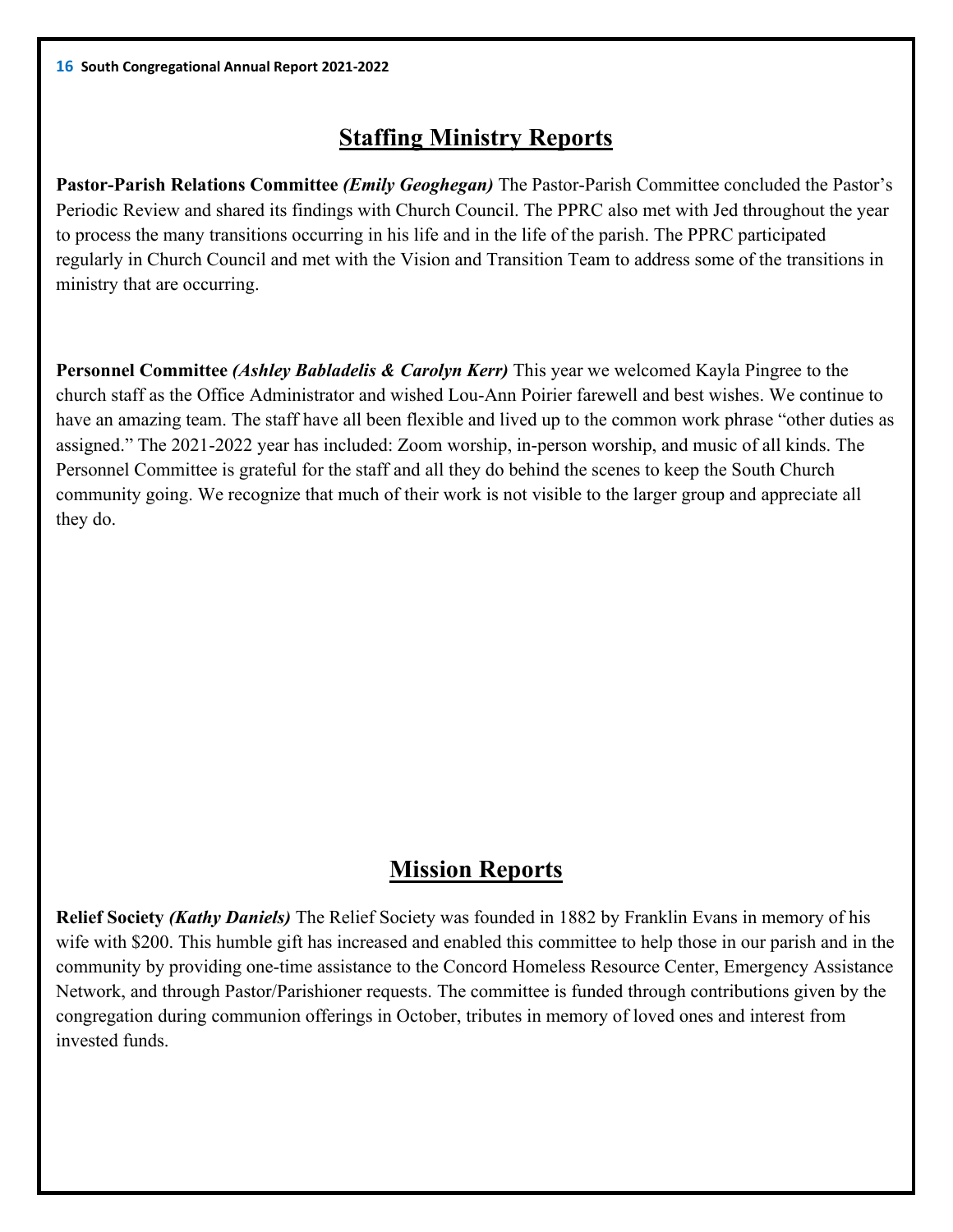## Staffing Ministry Reports

**Pastor-Parish Relations Committee** ***(Emily Geoghegan)*** The Pastor-Parish Committee concluded the Pastor's Periodic Review and shared its findings with Church Council. The PPRC also met with Jed throughout the year to process the many transitions occurring in his life and in the life of the parish. The PPRC participated regularly in Church Council and met with the Vision and Transition Team to address some of the transitions in ministry that are occurring.

**Personnel Committee** ***(Ashley Babladelis & Carolyn Kerr)*** This year we welcomed Kayla Pingree to the church staff as the Office Administrator and wished Lou-Ann Poirier farewell and best wishes. We continue to have an amazing team. The staff have all been flexible and lived up to the common work phrase "other duties as assigned." The 2021-2022 year has included: Zoom worship, in-person worship, and music of all kinds. The Personnel Committee is grateful for the staff and all they do behind the scenes to keep the South Church community going. We recognize that much of their work is not visible to the larger group and appreciate all they do.

## Mission Reports

**Relief Society** ***(Kathy Daniels)*** The Relief Society was founded in 1882 by Franklin Evans in memory of his wife with $200. This humble gift has increased and enabled this committee to help those in our parish and in the community by providing one-time assistance to the Concord Homeless Resource Center, Emergency Assistance Network, and through Pastor/Parishioner requests. The committee is funded through contributions given by the congregation during communion offerings in October, tributes in memory of loved ones and interest from invested funds.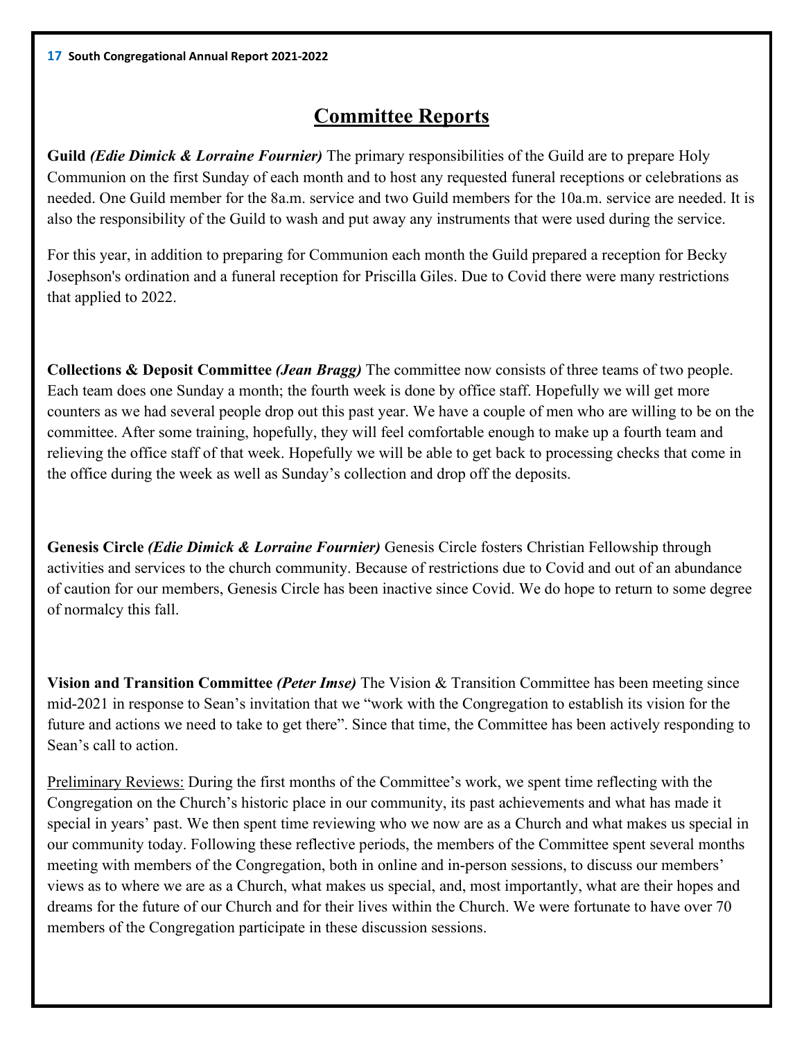# Committee Reports

**Guild** ***(Edie Dimick & Lorraine Fournier)*** The primary responsibilities of the Guild are to prepare Holy Communion on the first Sunday of each month and to host any requested funeral receptions or celebrations as needed. One Guild member for the 8a.m. service and two Guild members for the 10a.m. service are needed. It is also the responsibility of the Guild to wash and put away any instruments that were used during the service.

For this year, in addition to preparing for Communion each month the Guild prepared a reception for Becky Josephson's ordination and a funeral reception for Priscilla Giles. Due to Covid there were many restrictions that applied to 2022.

**Collections & Deposit Committee** ***(Jean Bragg)*** The committee now consists of three teams of two people. Each team does one Sunday a month; the fourth week is done by office staff. Hopefully we will get more counters as we had several people drop out this past year. We have a couple of men who are willing to be on the committee. After some training, hopefully, they will feel comfortable enough to make up a fourth team and relieving the office staff of that week. Hopefully we will be able to get back to processing checks that come in the office during the week as well as Sunday's collection and drop off the deposits.

**Genesis Circle** ***(Edie Dimick & Lorraine Fournier)*** Genesis Circle fosters Christian Fellowship through activities and services to the church community. Because of restrictions due to Covid and out of an abundance of caution for our members, Genesis Circle has been inactive since Covid. We do hope to return to some degree of normalcy this fall.

**Vision and Transition Committee** ***(Peter Imse)*** The Vision & Transition Committee has been meeting since mid-2021 in response to Sean's invitation that we "work with the Congregation to establish its vision for the future and actions we need to take to get there". Since that time, the Committee has been actively responding to Sean's call to action.

<u>Preliminary Reviews:</u> During the first months of the Committee's work, we spent time reflecting with the Congregation on the Church's historic place in our community, its past achievements and what has made it special in years' past. We then spent time reviewing who we now are as a Church and what makes us special in our community today. Following these reflective periods, the members of the Committee spent several months meeting with members of the Congregation, both in online and in-person sessions, to discuss our members' views as to where we are as a Church, what makes us special, and, most importantly, what are their hopes and dreams for the future of our Church and for their lives within the Church. We were fortunate to have over 70 members of the Congregation participate in these discussion sessions.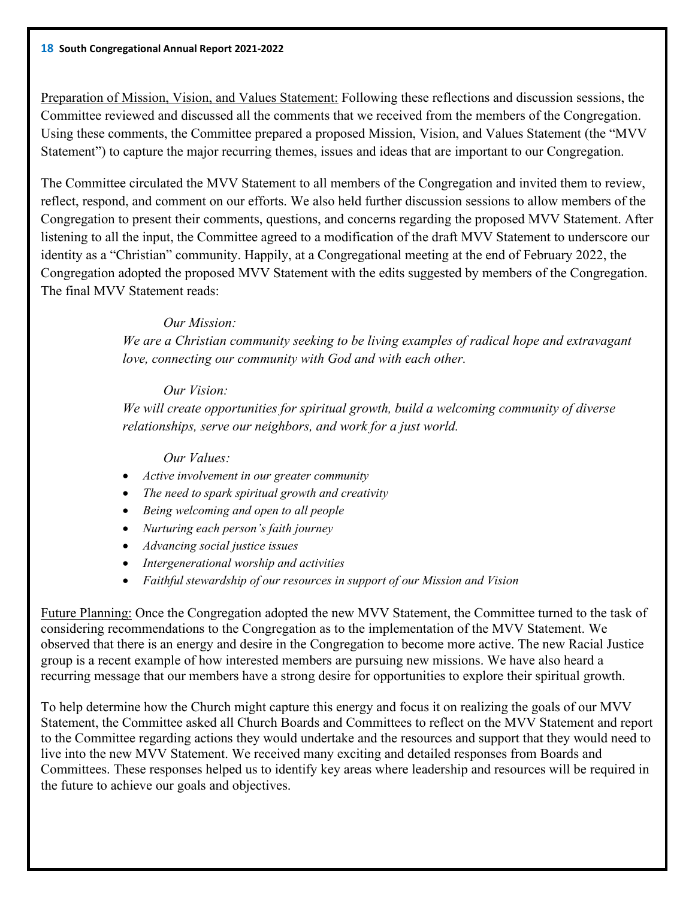<u>Preparation of Mission, Vision, and Values Statement:</u> Following these reflections and discussion sessions, the Committee reviewed and discussed all the comments that we received from the members of the Congregation. Using these comments, the Committee prepared a proposed Mission, Vision, and Values Statement (the "MVV Statement") to capture the major recurring themes, issues and ideas that are important to our Congregation.

The Committee circulated the MVV Statement to all members of the Congregation and invited them to review, reflect, respond, and comment on our efforts. We also held further discussion sessions to allow members of the Congregation to present their comments, questions, and concerns regarding the proposed MVV Statement. After listening to all the input, the Committee agreed to a modification of the draft MVV Statement to underscore our identity as a "Christian" community. Happily, at a Congregational meeting at the end of February 2022, the Congregation adopted the proposed MVV Statement with the edits suggested by members of the Congregation. The final MVV Statement reads:

*Our Mission:*

*We are a Christian community seeking to be living examples of radical hope and extravagant love, connecting our community with God and with each other.*

*Our Vision:*

*We will create opportunities for spiritual growth, build a welcoming community of diverse relationships, serve our neighbors, and work for a just world.*

*Our Values:*

- *Active involvement in our greater community*
- *The need to spark spiritual growth and creativity*
- *Being welcoming and open to all people*
- *Nurturing each person's faith journey*
- *Advancing social justice issues*
- *Intergenerational worship and activities*
- *Faithful stewardship of our resources in support of our Mission and Vision*

<u>Future Planning:</u> Once the Congregation adopted the new MVV Statement, the Committee turned to the task of considering recommendations to the Congregation as to the implementation of the MVV Statement. We observed that there is an energy and desire in the Congregation to become more active. The new Racial Justice group is a recent example of how interested members are pursuing new missions. We have also heard a recurring message that our members have a strong desire for opportunities to explore their spiritual growth.

To help determine how the Church might capture this energy and focus it on realizing the goals of our MVV Statement, the Committee asked all Church Boards and Committees to reflect on the MVV Statement and report to the Committee regarding actions they would undertake and the resources and support that they would need to live into the new MVV Statement. We received many exciting and detailed responses from Boards and Committees. These responses helped us to identify key areas where leadership and resources will be required in the future to achieve our goals and objectives.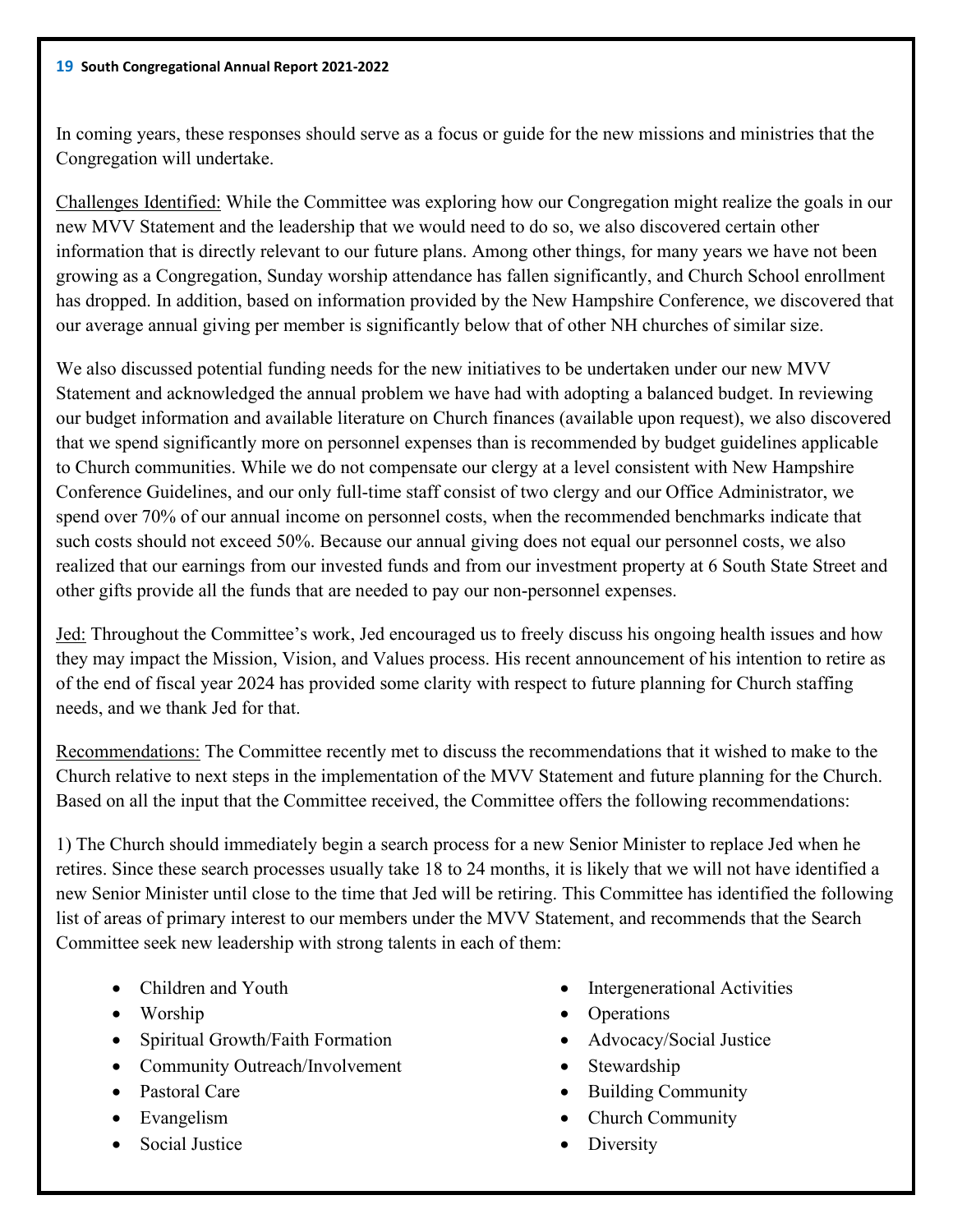In coming years, these responses should serve as a focus or guide for the new missions and ministries that the Congregation will undertake.

Challenges Identified: While the Committee was exploring how our Congregation might realize the goals in our new MVV Statement and the leadership that we would need to do so, we also discovered certain other information that is directly relevant to our future plans. Among other things, for many years we have not been growing as a Congregation, Sunday worship attendance has fallen significantly, and Church School enrollment has dropped. In addition, based on information provided by the New Hampshire Conference, we discovered that our average annual giving per member is significantly below that of other NH churches of similar size.

We also discussed potential funding needs for the new initiatives to be undertaken under our new MVV Statement and acknowledged the annual problem we have had with adopting a balanced budget. In reviewing our budget information and available literature on Church finances (available upon request), we also discovered that we spend significantly more on personnel expenses than is recommended by budget guidelines applicable to Church communities. While we do not compensate our clergy at a level consistent with New Hampshire Conference Guidelines, and our only full-time staff consist of two clergy and our Office Administrator, we spend over 70% of our annual income on personnel costs, when the recommended benchmarks indicate that such costs should not exceed 50%. Because our annual giving does not equal our personnel costs, we also realized that our earnings from our invested funds and from our investment property at 6 South State Street and other gifts provide all the funds that are needed to pay our non-personnel expenses.

Jed: Throughout the Committee's work, Jed encouraged us to freely discuss his ongoing health issues and how they may impact the Mission, Vision, and Values process. His recent announcement of his intention to retire as of the end of fiscal year 2024 has provided some clarity with respect to future planning for Church staffing needs, and we thank Jed for that.

Recommendations: The Committee recently met to discuss the recommendations that it wished to make to the Church relative to next steps in the implementation of the MVV Statement and future planning for the Church. Based on all the input that the Committee received, the Committee offers the following recommendations:

1) The Church should immediately begin a search process for a new Senior Minister to replace Jed when he retires. Since these search processes usually take 18 to 24 months, it is likely that we will not have identified a new Senior Minister until close to the time that Jed will be retiring. This Committee has identified the following list of areas of primary interest to our members under the MVV Statement, and recommends that the Search Committee seek new leadership with strong talents in each of them:

- Children and Youth
- Worship
- Spiritual Growth/Faith Formation
- Community Outreach/Involvement
- Pastoral Care
- Evangelism
- Social Justice
- Intergenerational Activities
- Operations
- Advocacy/Social Justice
- Stewardship
- Building Community
- Church Community
- Diversity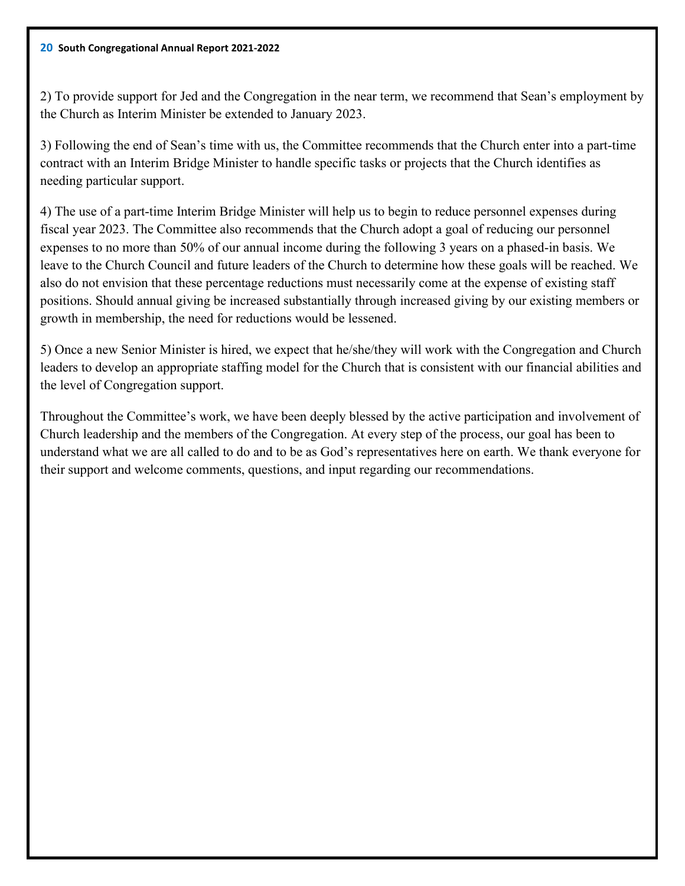2) To provide support for Jed and the Congregation in the near term, we recommend that Sean's employment by the Church as Interim Minister be extended to January 2023.

3) Following the end of Sean's time with us, the Committee recommends that the Church enter into a part-time contract with an Interim Bridge Minister to handle specific tasks or projects that the Church identifies as needing particular support.

4) The use of a part-time Interim Bridge Minister will help us to begin to reduce personnel expenses during fiscal year 2023. The Committee also recommends that the Church adopt a goal of reducing our personnel expenses to no more than 50% of our annual income during the following 3 years on a phased-in basis. We leave to the Church Council and future leaders of the Church to determine how these goals will be reached. We also do not envision that these percentage reductions must necessarily come at the expense of existing staff positions. Should annual giving be increased substantially through increased giving by our existing members or growth in membership, the need for reductions would be lessened.

5) Once a new Senior Minister is hired, we expect that he/she/they will work with the Congregation and Church leaders to develop an appropriate staffing model for the Church that is consistent with our financial abilities and the level of Congregation support.

Throughout the Committee's work, we have been deeply blessed by the active participation and involvement of Church leadership and the members of the Congregation. At every step of the process, our goal has been to understand what we are all called to do and to be as God's representatives here on earth. We thank everyone for their support and welcome comments, questions, and input regarding our recommendations.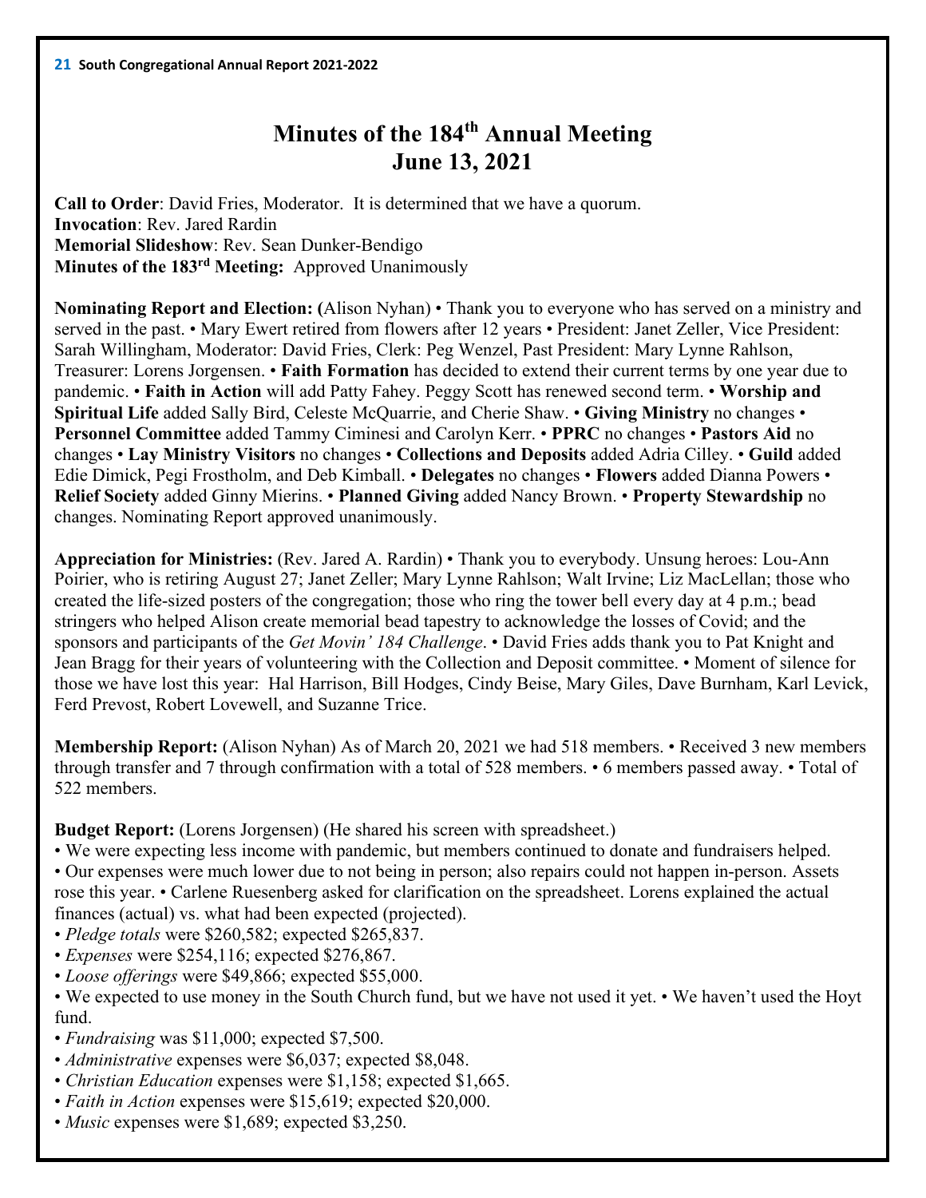# Minutes of the 184th Annual Meeting
# June 13, 2021

**Call to Order**: David Fries, Moderator. It is determined that we have a quorum.
**Invocation**: Rev. Jared Rardin
**Memorial Slideshow**: Rev. Sean Dunker-Bendigo
**Minutes of the 183rd Meeting:** Approved Unanimously

**Nominating Report and Election: (**Alison Nyhan) • Thank you to everyone who has served on a ministry and served in the past. • Mary Ewert retired from flowers after 12 years • President: Janet Zeller, Vice President: Sarah Willingham, Moderator: David Fries, Clerk: Peg Wenzel, Past President: Mary Lynne Rahlson, Treasurer: Lorens Jorgensen. • **Faith Formation** has decided to extend their current terms by one year due to pandemic. • **Faith in Action** will add Patty Fahey. Peggy Scott has renewed second term. • **Worship and Spiritual Life** added Sally Bird, Celeste McQuarrie, and Cherie Shaw. • **Giving Ministry** no changes • **Personnel Committee** added Tammy Ciminesi and Carolyn Kerr. • **PPRC** no changes • **Pastors Aid** no changes • **Lay Ministry Visitors** no changes • **Collections and Deposits** added Adria Cilley. • **Guild** added Edie Dimick, Pegi Frostholm, and Deb Kimball. • **Delegates** no changes • **Flowers** added Dianna Powers • **Relief Society** added Ginny Mierins. • **Planned Giving** added Nancy Brown. • **Property Stewardship** no changes. Nominating Report approved unanimously.

**Appreciation for Ministries:** (Rev. Jared A. Rardin) • Thank you to everybody. Unsung heroes: Lou-Ann Poirier, who is retiring August 27; Janet Zeller; Mary Lynne Rahlson; Walt Irvine; Liz MacLellan; those who created the life-sized posters of the congregation; those who ring the tower bell every day at 4 p.m.; bead stringers who helped Alison create memorial bead tapestry to acknowledge the losses of Covid; and the sponsors and participants of the *Get Movin' 184 Challenge*. • David Fries adds thank you to Pat Knight and Jean Bragg for their years of volunteering with the Collection and Deposit committee. • Moment of silence for those we have lost this year: Hal Harrison, Bill Hodges, Cindy Beise, Mary Giles, Dave Burnham, Karl Levick, Ferd Prevost, Robert Lovewell, and Suzanne Trice.

**Membership Report:** (Alison Nyhan) As of March 20, 2021 we had 518 members. • Received 3 new members through transfer and 7 through confirmation with a total of 528 members. • 6 members passed away. • Total of 522 members.

**Budget Report:** (Lorens Jorgensen) (He shared his screen with spreadsheet.)
- We were expecting less income with pandemic, but members continued to donate and fundraisers helped.
- Our expenses were much lower due to not being in person; also repairs could not happen in-person. Assets rose this year. • Carlene Ruesenberg asked for clarification on the spreadsheet. Lorens explained the actual finances (actual) vs. what had been expected (projected).
- *Pledge totals* were $260,582; expected $265,837.
- *Expenses* were $254,116; expected $276,867.
- *Loose offerings* were $49,866; expected $55,000.
- We expected to use money in the South Church fund, but we have not used it yet. • We haven't used the Hoyt fund.
- *Fundraising* was $11,000; expected $7,500.
- *Administrative* expenses were $6,037; expected $8,048.
- *Christian Education* expenses were $1,158; expected $1,665.
- *Faith in Action* expenses were $15,619; expected $20,000.
- *Music* expenses were $1,689; expected $3,250.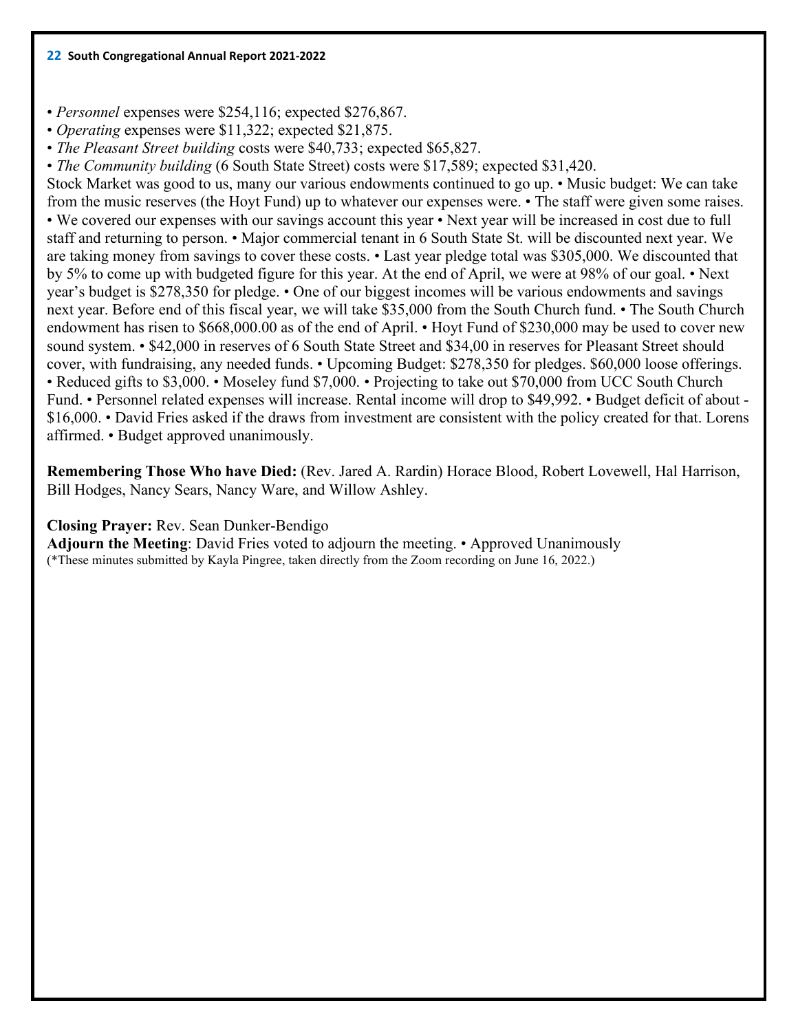- *Personnel* expenses were $254,116; expected $276,867.
- *Operating* expenses were $11,322; expected $21,875.
- *The Pleasant Street building* costs were $40,733; expected $65,827.
- *The Community building* (6 South State Street) costs were $17,589; expected $31,420.

Stock Market was good to us, many our various endowments continued to go up. • Music budget: We can take from the music reserves (the Hoyt Fund) up to whatever our expenses were. • The staff were given some raises. • We covered our expenses with our savings account this year • Next year will be increased in cost due to full staff and returning to person. • Major commercial tenant in 6 South State St. will be discounted next year. We are taking money from savings to cover these costs. • Last year pledge total was $305,000. We discounted that by 5% to come up with budgeted figure for this year. At the end of April, we were at 98% of our goal. • Next year's budget is $278,350 for pledge. • One of our biggest incomes will be various endowments and savings next year. Before end of this fiscal year, we will take $35,000 from the South Church fund. • The South Church endowment has risen to $668,000.00 as of the end of April. • Hoyt Fund of $230,000 may be used to cover new sound system. • $42,000 in reserves of 6 South State Street and $34,00 in reserves for Pleasant Street should cover, with fundraising, any needed funds. • Upcoming Budget: $278,350 for pledges. $60,000 loose offerings. • Reduced gifts to $3,000. • Moseley fund $7,000. • Projecting to take out $70,000 from UCC South Church Fund. • Personnel related expenses will increase. Rental income will drop to $49,992. • Budget deficit of about -$16,000. • David Fries asked if the draws from investment are consistent with the policy created for that. Lorens affirmed. • Budget approved unanimously.

**Remembering Those Who have Died:** (Rev. Jared A. Rardin) Horace Blood, Robert Lovewell, Hal Harrison, Bill Hodges, Nancy Sears, Nancy Ware, and Willow Ashley.

**Closing Prayer:** Rev. Sean Dunker-Bendigo

**Adjourn the Meeting**: David Fries voted to adjourn the meeting. • Approved Unanimously

(*These minutes submitted by Kayla Pingree, taken directly from the Zoom recording on June 16, 2022.)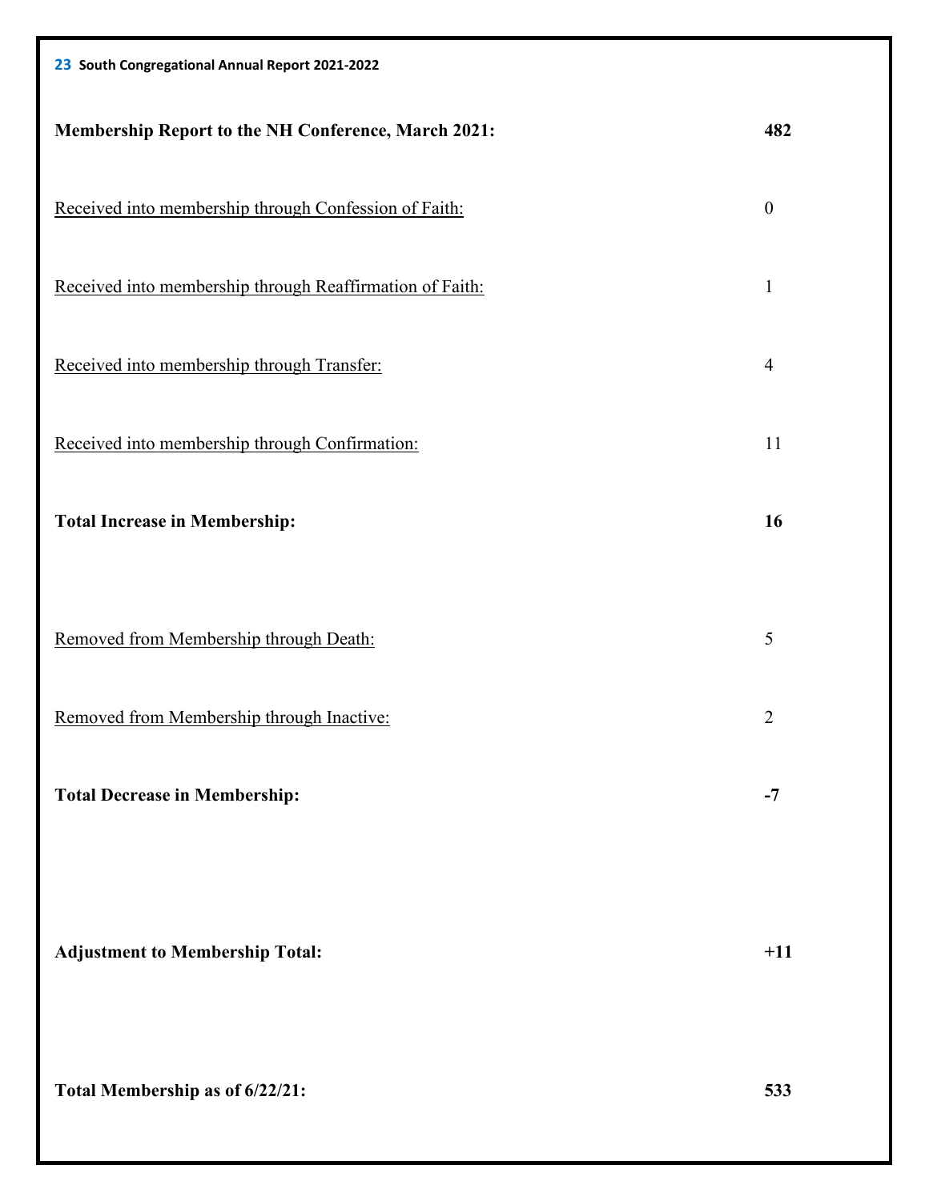| | |
|---|---|
| **Membership Report to the NH Conference, March 2021:** | **482** |
| Received into membership through Confession of Faith: | 0 |
| Received into membership through Reaffirmation of Faith: | 1 |
| Received into membership through Transfer: | 4 |
| Received into membership through Confirmation: | 11 |
| **Total Increase in Membership:** | **16** |
| Removed from Membership through Death: | 5 |
| Removed from Membership through Inactive: | 2 |
| **Total Decrease in Membership:** | **-7** |
| **Adjustment to Membership Total:** | **+11** |
| **Total Membership as of 6/22/21:** | **533** |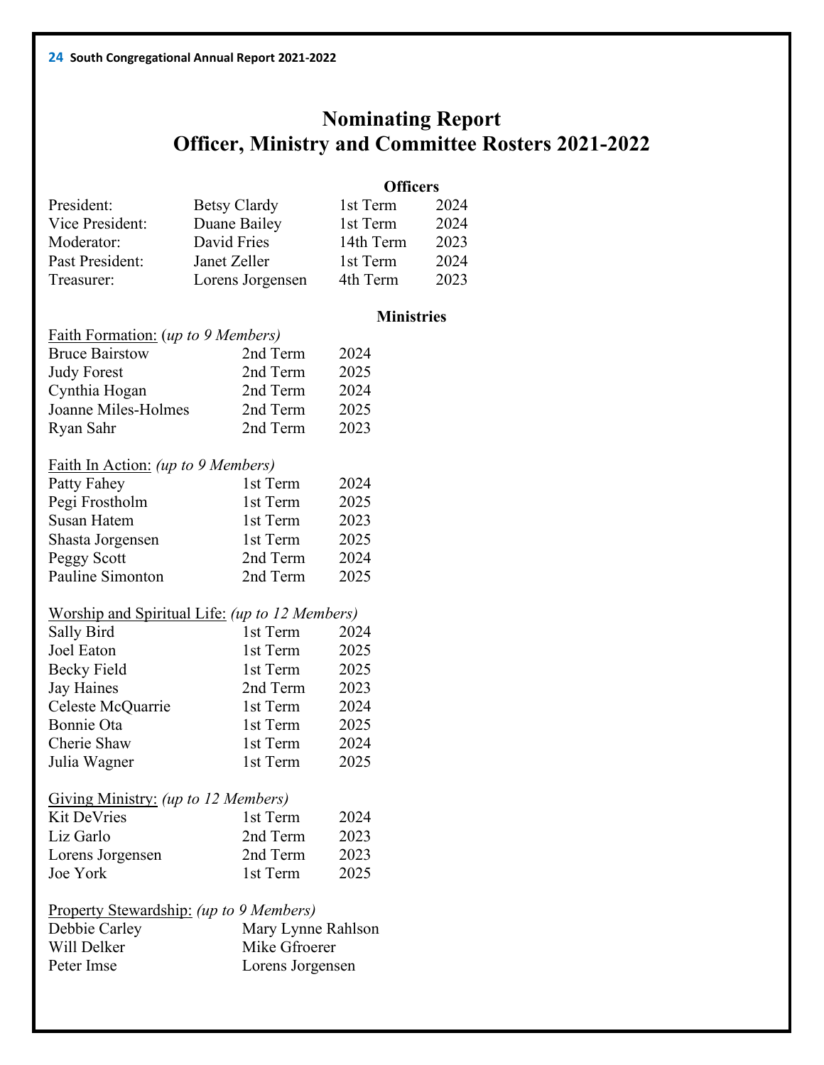# Nominating Report
# Officer, Ministry and Committee Rosters 2021-2022

## Officers

| | | | |
|---|---|---|---|
| President: | Betsy Clardy | 1st Term | 2024 |
| Vice President: | Duane Bailey | 1st Term | 2024 |
| Moderator: | David Fries | 14th Term | 2023 |
| Past President: | Janet Zeller | 1st Term | 2024 |
| Treasurer: | Lorens Jorgensen | 4th Term | 2023 |

## Ministries

Faith Formation: (*up to 9 Members)*

| | | |
|---|---|---|
| Bruce Bairstow | 2nd Term | 2024 |
| Judy Forest | 2nd Term | 2025 |
| Cynthia Hogan | 2nd Term | 2024 |
| Joanne Miles-Holmes | 2nd Term | 2025 |
| Ryan Sahr | 2nd Term | 2023 |

Faith In Action: *(up to 9 Members)*

| | | |
|---|---|---|
| Patty Fahey | 1st Term | 2024 |
| Pegi Frostholm | 1st Term | 2025 |
| Susan Hatem | 1st Term | 2023 |
| Shasta Jorgensen | 1st Term | 2025 |
| Peggy Scott | 2nd Term | 2024 |
| Pauline Simonton | 2nd Term | 2025 |

Worship and Spiritual Life: *(up to 12 Members)*

| | | |
|---|---|---|
| Sally Bird | 1st Term | 2024 |
| Joel Eaton | 1st Term | 2025 |
| Becky Field | 1st Term | 2025 |
| Jay Haines | 2nd Term | 2023 |
| Celeste McQuarrie | 1st Term | 2024 |
| Bonnie Ota | 1st Term | 2025 |
| Cherie Shaw | 1st Term | 2024 |
| Julia Wagner | 1st Term | 2025 |

Giving Ministry: *(up to 12 Members)*

| | | |
|---|---|---|
| Kit DeVries | 1st Term | 2024 |
| Liz Garlo | 2nd Term | 2023 |
| Lorens Jorgensen | 2nd Term | 2023 |
| Joe York | 1st Term | 2025 |

Property Stewardship: *(up to 9 Members)*

| | |
|---|---|
| Debbie Carley | Mary Lynne Rahlson |
| Will Delker | Mike Gfroerer |
| Peter Imse | Lorens Jorgensen |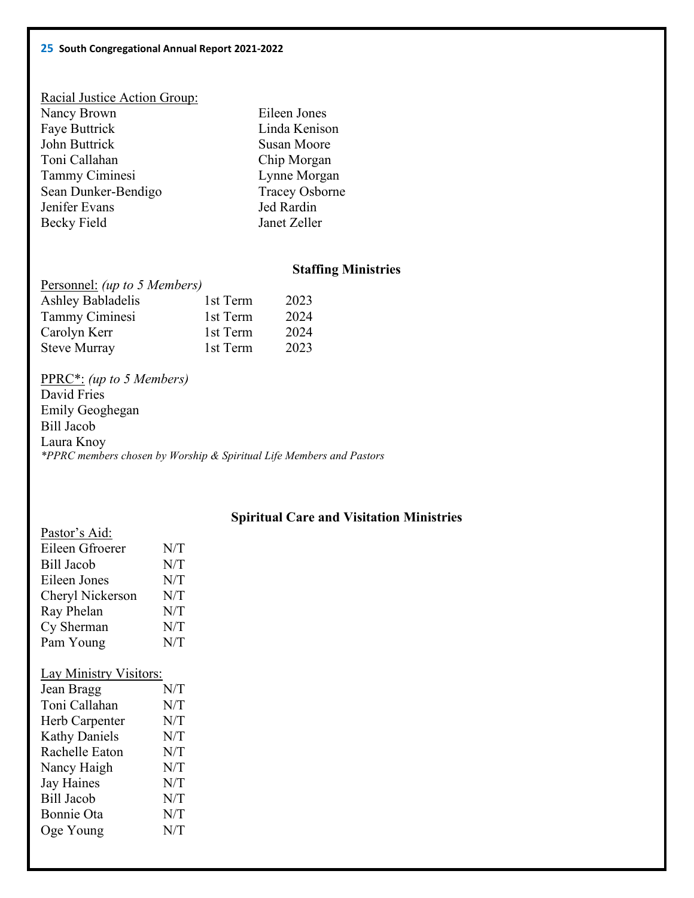Racial Justice Action Group:

| | |
|---|---|
| Nancy Brown | Eileen Jones |
| Faye Buttrick | Linda Kenison |
| John Buttrick | Susan Moore |
| Toni Callahan | Chip Morgan |
| Tammy Ciminesi | Lynne Morgan |
| Sean Dunker-Bendigo | Tracey Osborne |
| Jenifer Evans | Jed Rardin |
| Becky Field | Janet Zeller |

## Staffing Ministries

Personnel: *(up to 5 Members)*

| | | |
|---|---|---|
| Ashley Babladelis | 1st Term | 2023 |
| Tammy Ciminesi | 1st Term | 2024 |
| Carolyn Kerr | 1st Term | 2024 |
| Steve Murray | 1st Term | 2023 |

PPRC*: *(up to 5 Members)*

David Fries
Emily Geoghegan
Bill Jacob
Laura Knoy

*\*PPRC members chosen by Worship & Spiritual Life Members and Pastors*

## Spiritual Care and Visitation Ministries

Pastor's Aid:

| | |
|---|---|
| Eileen Gfroerer | N/T |
| Bill Jacob | N/T |
| Eileen Jones | N/T |
| Cheryl Nickerson | N/T |
| Ray Phelan | N/T |
| Cy Sherman | N/T |
| Pam Young | N/T |

Lay Ministry Visitors:

| | |
|---|---|
| Jean Bragg | N/T |
| Toni Callahan | N/T |
| Herb Carpenter | N/T |
| Kathy Daniels | N/T |
| Rachelle Eaton | N/T |
| Nancy Haigh | N/T |
| Jay Haines | N/T |
| Bill Jacob | N/T |
| Bonnie Ota | N/T |
| Oge Young | N/T |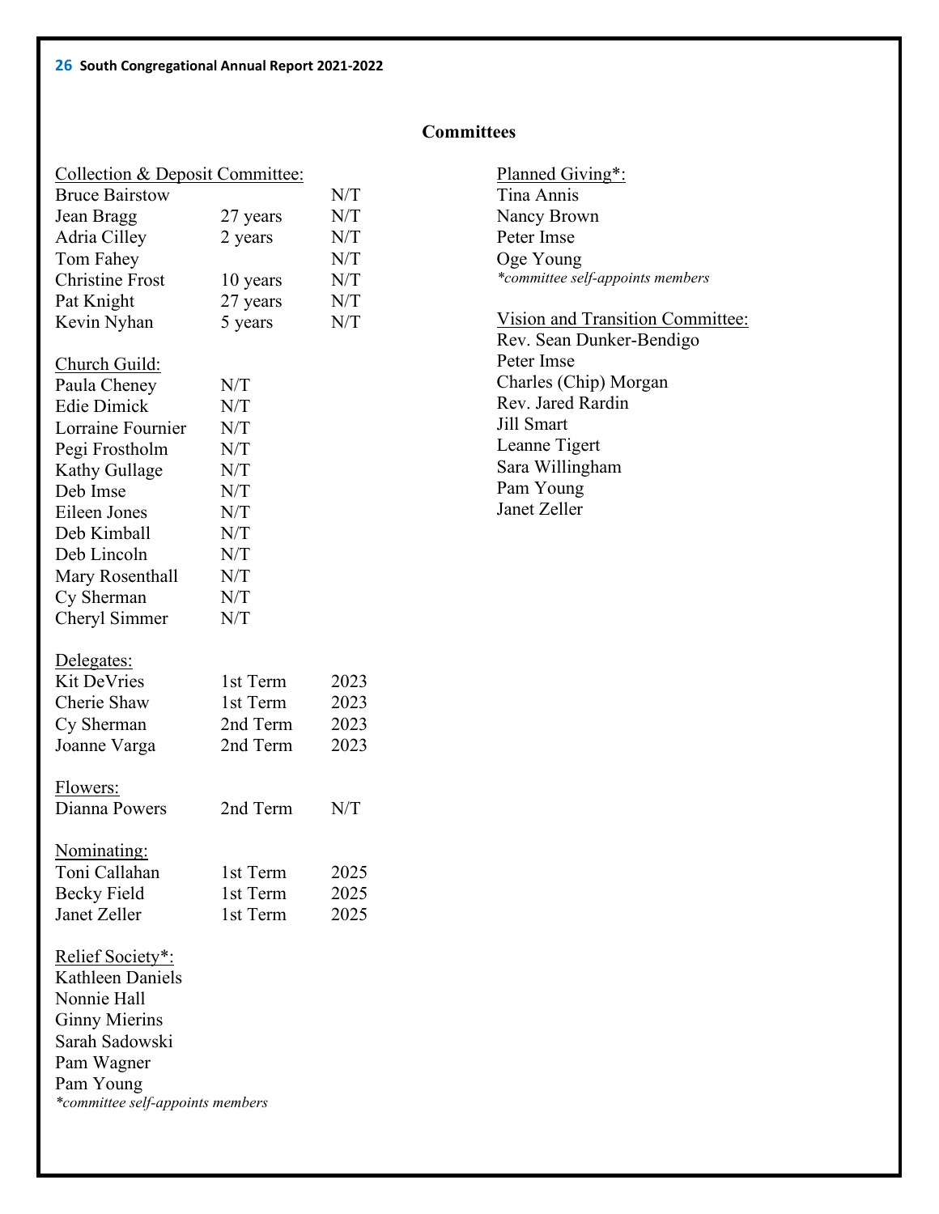# Committees

Collection & Deposit Committee:

| | | |
|---|---|---|
| Bruce Bairstow | | N/T |
| Jean Bragg | 27 years | N/T |
| Adria Cilley | 2 years | N/T |
| Tom Fahey | | N/T |
| Christine Frost | 10 years | N/T |
| Pat Knight | 27 years | N/T |
| Kevin Nyhan | 5 years | N/T |

Church Guild:

| | |
|---|---|
| Paula Cheney | N/T |
| Edie Dimick | N/T |
| Lorraine Fournier | N/T |
| Pegi Frostholm | N/T |
| Kathy Gullage | N/T |
| Deb Imse | N/T |
| Eileen Jones | N/T |
| Deb Kimball | N/T |
| Deb Lincoln | N/T |
| Mary Rosenthall | N/T |
| Cy Sherman | N/T |
| Cheryl Simmer | N/T |

Delegates:

| | | |
|---|---|---|
| Kit DeVries | 1st Term | 2023 |
| Cherie Shaw | 1st Term | 2023 |
| Cy Sherman | 2nd Term | 2023 |
| Joanne Varga | 2nd Term | 2023 |

Flowers:

| | | |
|---|---|---|
| Dianna Powers | 2nd Term | N/T |

Nominating:

| | | |
|---|---|---|
| Toni Callahan | 1st Term | 2025 |
| Becky Field | 1st Term | 2025 |
| Janet Zeller | 1st Term | 2025 |

Relief Society*:

Kathleen Daniels
Nonnie Hall
Ginny Mierins
Sarah Sadowski
Pam Wagner
Pam Young

*\*committee self-appoints members*

Planned Giving*:

Tina Annis
Nancy Brown
Peter Imse
Oge Young

*\*committee self-appoints members*

Vision and Transition Committee:

Rev. Sean Dunker-Bendigo
Peter Imse
Charles (Chip) Morgan
Rev. Jared Rardin
Jill Smart
Leanne Tigert
Sara Willingham
Pam Young
Janet Zeller